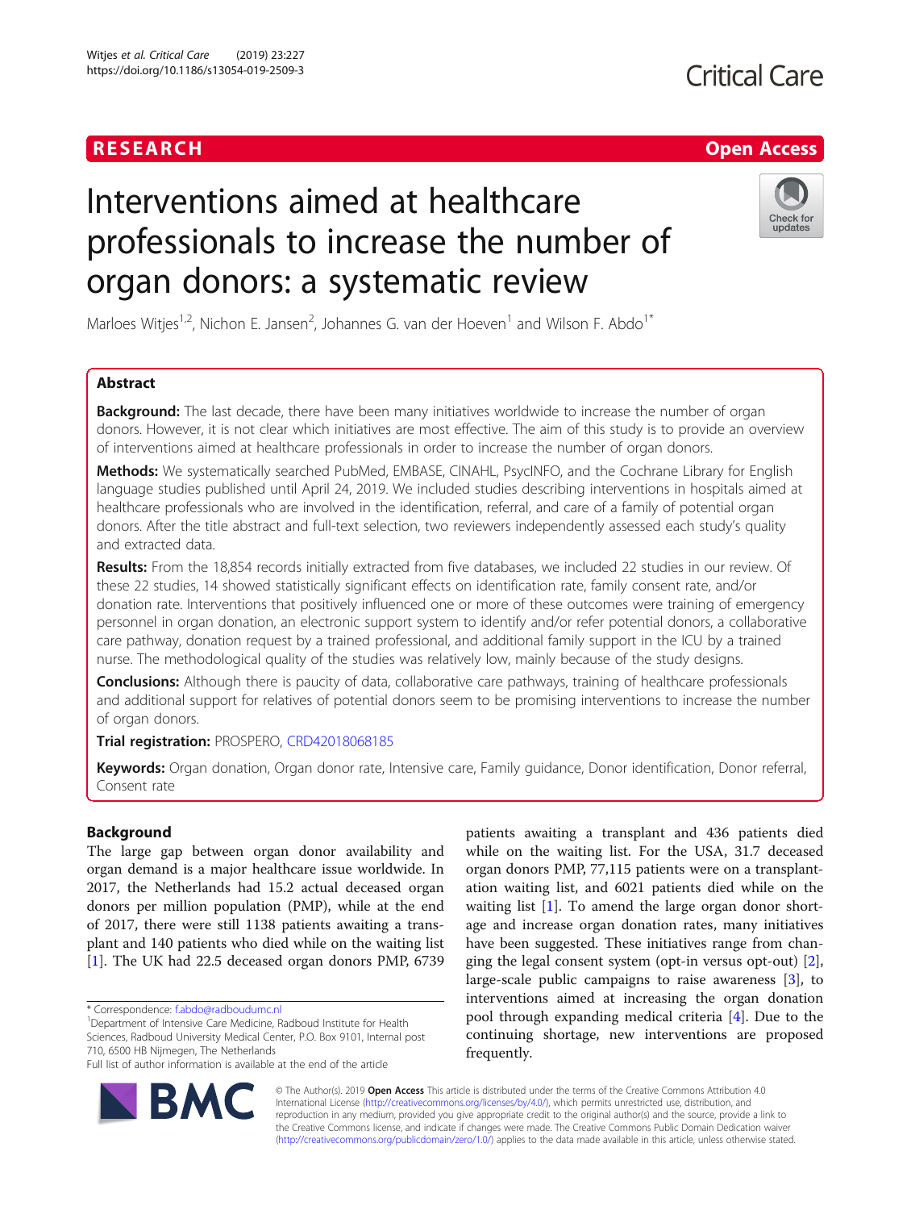RESEARCH

Open Access

# Interventions aimed at healthcare professionals to increase the number of organ donors: a systematic review

Marloes Witjes[1,2], Nichon E. Jansen[2], Johannes G. van der Hoeven[1] and Wilson F. Abdo[1*]

## Abstract

**Background:** The last decade, there have been many initiatives worldwide to increase the number of organ donors. However, it is not clear which initiatives are most effective. The aim of this study is to provide an overview of interventions aimed at healthcare professionals in order to increase the number of organ donors.

**Methods:** We systematically searched PubMed, EMBASE, CINAHL, PsycINFO, and the Cochrane Library for English language studies published until April 24, 2019. We included studies describing interventions in hospitals aimed at healthcare professionals who are involved in the identification, referral, and care of a family of potential organ donors. After the title abstract and full-text selection, two reviewers independently assessed each study's quality and extracted data.

**Results:** From the 18,854 records initially extracted from five databases, we included 22 studies in our review. Of these 22 studies, 14 showed statistically significant effects on identification rate, family consent rate, and/or donation rate. Interventions that positively influenced one or more of these outcomes were training of emergency personnel in organ donation, an electronic support system to identify and/or refer potential donors, a collaborative care pathway, donation request by a trained professional, and additional family support in the ICU by a trained nurse. The methodological quality of the studies was relatively low, mainly because of the study designs.

**Conclusions:** Although there is paucity of data, collaborative care pathways, training of healthcare professionals and additional support for relatives of potential donors seem to be promising interventions to increase the number of organ donors.

**Trial registration:** PROSPERO, CRD42018068185

**Keywords:** Organ donation, Organ donor rate, Intensive care, Family guidance, Donor identification, Donor referral, Consent rate

## Background

The large gap between organ donor availability and organ demand is a major healthcare issue worldwide. In 2017, the Netherlands had 15.2 actual deceased organ donors per million population (PMP), while at the end of 2017, there were still 1138 patients awaiting a transplant and 140 patients who died while on the waiting list [1]. The UK had 22.5 deceased organ donors PMP, 6739 patients awaiting a transplant and 436 patients died while on the waiting list. For the USA, 31.7 deceased organ donors PMP, 77,115 patients were on a transplantation waiting list, and 6021 patients died while on the waiting list [1]. To amend the large organ donor shortage and increase organ donation rates, many initiatives have been suggested. These initiatives range from changing the legal consent system (opt-in versus opt-out) [2], large-scale public campaigns to raise awareness [3], to interventions aimed at increasing the organ donation pool through expanding medical criteria [4]. Due to the continuing shortage, new interventions are proposed frequently.

* Correspondence: f.abdo@radboudumc.nl
[1]Department of Intensive Care Medicine, Radboud Institute for Health Sciences, Radboud University Medical Center, P.O. Box 9101, Internal post 710, 6500 HB Nijmegen, The Netherlands
Full list of author information is available at the end of the article

© The Author(s). 2019 **Open Access** This article is distributed under the terms of the Creative Commons Attribution 4.0 International License (http://creativecommons.org/licenses/by/4.0/), which permits unrestricted use, distribution, and reproduction in any medium, provided you give appropriate credit to the original author(s) and the source, provide a link to the Creative Commons license, and indicate if changes were made. The Creative Commons Public Domain Dedication waiver (http://creativecommons.org/publicdomain/zero/1.0/) applies to the data made available in this article, unless otherwise stated.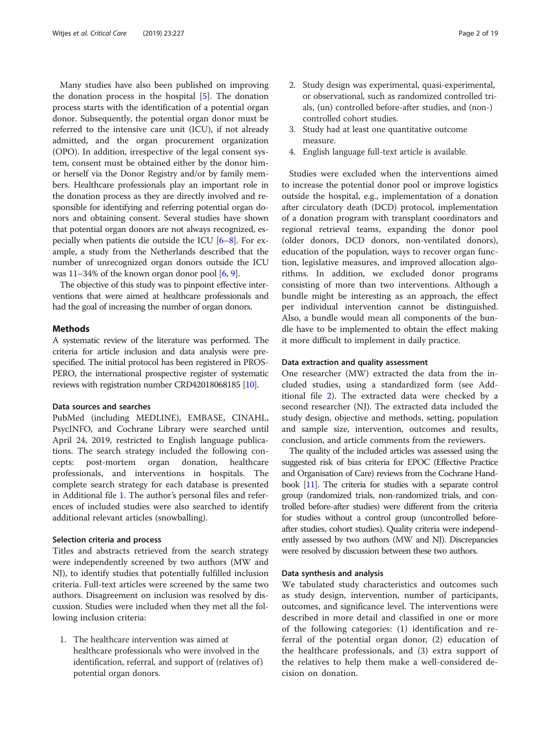Many studies have also been published on improving the donation process in the hospital [5]. The donation process starts with the identification of a potential organ donor. Subsequently, the potential organ donor must be referred to the intensive care unit (ICU), if not already admitted, and the organ procurement organization (OPO). In addition, irrespective of the legal consent system, consent must be obtained either by the donor him- or herself via the Donor Registry and/or by family members. Healthcare professionals play an important role in the donation process as they are directly involved and responsible for identifying and referring potential organ donors and obtaining consent. Several studies have shown that potential organ donors are not always recognized, especially when patients die outside the ICU [6–8]. For example, a study from the Netherlands described that the number of unrecognized organ donors outside the ICU was 11–34% of the known organ donor pool [6, 9].

The objective of this study was to pinpoint effective interventions that were aimed at healthcare professionals and had the goal of increasing the number of organ donors.

## Methods

A systematic review of the literature was performed. The criteria for article inclusion and data analysis were prespecified. The initial protocol has been registered in PROSPERO, the international prospective register of systematic reviews with registration number CRD42018068185 [10].

### Data sources and searches

PubMed (including MEDLINE), EMBASE, CINAHL, PsycINFO, and Cochrane Library were searched until April 24, 2019, restricted to English language publications. The search strategy included the following concepts: post-mortem organ donation, healthcare professionals, and interventions in hospitals. The complete search strategy for each database is presented in Additional file 1. The author's personal files and references of included studies were also searched to identify additional relevant articles (snowballing).

### Selection criteria and process

Titles and abstracts retrieved from the search strategy were independently screened by two authors (MW and NJ), to identify studies that potentially fulfilled inclusion criteria. Full-text articles were screened by the same two authors. Disagreement on inclusion was resolved by discussion. Studies were included when they met all the following inclusion criteria:

1. The healthcare intervention was aimed at healthcare professionals who were involved in the identification, referral, and support of (relatives of) potential organ donors.
2. Study design was experimental, quasi-experimental, or observational, such as randomized controlled trials, (un) controlled before-after studies, and (non-) controlled cohort studies.
3. Study had at least one quantitative outcome measure.
4. English language full-text article is available.

Studies were excluded when the interventions aimed to increase the potential donor pool or improve logistics outside the hospital, e.g., implementation of a donation after circulatory death (DCD) protocol, implementation of a donation program with transplant coordinators and regional retrieval teams, expanding the donor pool (older donors, DCD donors, non-ventilated donors), education of the population, ways to recover organ function, legislative measures, and improved allocation algorithms. In addition, we excluded donor programs consisting of more than two interventions. Although a bundle might be interesting as an approach, the effect per individual intervention cannot be distinguished. Also, a bundle would mean all components of the bundle have to be implemented to obtain the effect making it more difficult to implement in daily practice.

### Data extraction and quality assessment

One researcher (MW) extracted the data from the included studies, using a standardized form (see Additional file 2). The extracted data were checked by a second researcher (NJ). The extracted data included the study design, objective and methods, setting, population and sample size, intervention, outcomes and results, conclusion, and article comments from the reviewers.

The quality of the included articles was assessed using the suggested risk of bias criteria for EPOC (Effective Practice and Organisation of Care) reviews from the Cochrane Handbook [11]. The criteria for studies with a separate control group (randomized trials, non-randomized trials, and controlled before-after studies) were different from the criteria for studies without a control group (uncontrolled before-after studies, cohort studies). Quality criteria were independently assessed by two authors (MW and NJ). Discrepancies were resolved by discussion between these two authors.

### Data synthesis and analysis

We tabulated study characteristics and outcomes such as study design, intervention, number of participants, outcomes, and significance level. The interventions were described in more detail and classified in one or more of the following categories: (1) identification and referral of the potential organ donor, (2) education of the healthcare professionals, and (3) extra support of the relatives to help them make a well-considered decision on donation.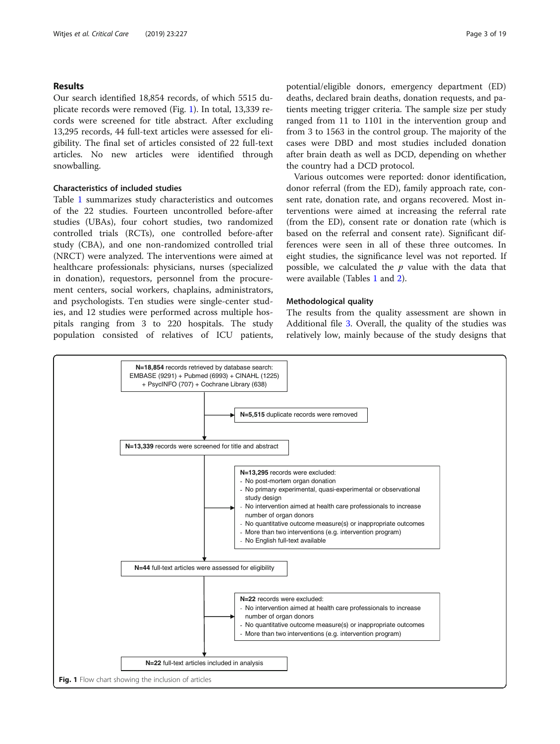## Results

Our search identified 18,854 records, of which 5515 duplicate records were removed (Fig. 1). In total, 13,339 records were screened for title abstract. After excluding 13,295 records, 44 full-text articles were assessed for eligibility. The final set of articles consisted of 22 full-text articles. No new articles were identified through snowballing.

### Characteristics of included studies

Table 1 summarizes study characteristics and outcomes of the 22 studies. Fourteen uncontrolled before-after studies (UBAs), four cohort studies, two randomized controlled trials (RCTs), one controlled before-after study (CBA), and one non-randomized controlled trial (NRCT) were analyzed. The interventions were aimed at healthcare professionals: physicians, nurses (specialized in donation), requestors, personnel from the procurement centers, social workers, chaplains, administrators, and psychologists. Ten studies were single-center studies, and 12 studies were performed across multiple hospitals ranging from 3 to 220 hospitals. The study population consisted of relatives of ICU patients, potential/eligible donors, emergency department (ED) deaths, declared brain deaths, donation requests, and patients meeting trigger criteria. The sample size per study ranged from 11 to 1101 in the intervention group and from 3 to 1563 in the control group. The majority of the cases were DBD and most studies included donation after brain death as well as DCD, depending on whether the country had a DCD protocol.

Various outcomes were reported: donor identification, donor referral (from the ED), family approach rate, consent rate, donation rate, and organs recovered. Most interventions were aimed at increasing the referral rate (from the ED), consent rate or donation rate (which is based on the referral and consent rate). Significant differences were seen in all of these three outcomes. In eight studies, the significance level was not reported. If possible, we calculated the $p$ value with the data that were available (Tables 1 and 2).

### Methodological quality

The results from the quality assessment are shown in Additional file 3. Overall, the quality of the studies was relatively low, mainly because of the study designs that

**N=18,854** records retrieved by database search: EMBASE (9291) + Pubmed (6993) + CINAHL (1225) + PsycINFO (707) + Cochrane Library (638)

→ **N=5,515** duplicate records were removed

**N=13,339** records were screened for title and abstract

→ **N=13,295** records were excluded:
- No post-mortem organ donation
- No primary experimental, quasi-experimental or observational study design
- No intervention aimed at health care professionals to increase number of organ donors
- No quantitative outcome measure(s) or inappropriate outcomes
- More than two interventions (e.g. intervention program)
- No English full-text available

**N=44** full-text articles were assessed for eligibility

→ **N=22** records were excluded:
- No intervention aimed at health care professionals to increase number of organ donors
- No quantitative outcome measure(s) or inappropriate outcomes
- More than two interventions (e.g. intervention program)

**N=22** full-text articles included in analysis

**Fig. 1** Flow chart showing the inclusion of articles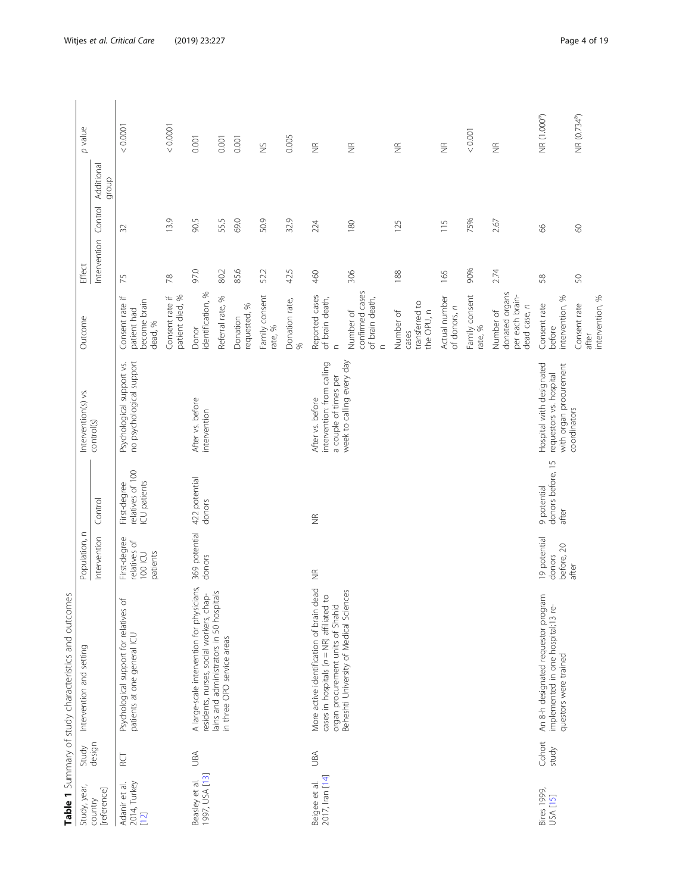**Table 1** Summary of study characteristics and outcomes

| Study, year, country [reference] | Study design | Intervention and setting | Population, n | | Intervention(s) vs. control(s) | Outcome | Effect | | | p value |
|---|---|---|---|---|---|---|---|---|---|---|
| | | | Intervention | Control | | | Intervention | Control | Additional group | |
| Adanir et al. 2014, Turkey [12] | RCT | Psychological support for relatives of patients at one general ICU | First-degree relatives of 100 ICU patients | First-degree relatives of 100 ICU patients | Psychological support vs. no psychological support | Consent rate if patient had become brain dead, % | 75 | 32 | | < 0.0001 |
| | | | | | | Consent rate if patient died, % | 78 | 13.9 | | < 0.0001 |
| Beasley et al. 1997, USA [13] | UBA | A large-scale intervention for physicians, residents, nurses, social workers, chaplains and administrators in 50 hospitals in three OPO service areas | 369 potential donors | 422 potential donors | After vs. before intervention | Donor identification, % | 97.0 | 90.5 | | 0.001 |
| | | | | | | Referral rate, % | 80.2 | 55.5 | | 0.001 |
| | | | | | | Donation requested, % | 85.6 | 69.0 | | 0.001 |
| | | | | | | Family consent rate, % | 52.2 | 50.9 | | NS |
| | | | | | | Donation rate, % | 42.5 | 32.9 | | 0.005 |
| Beigee et al. 2017, Iran [14] | UBA | More active identification of brain dead cases in hospitals (n = NR) affiliated to organ procurement units of Shahid Beheshti University of Medical Sciences | NR | NR | After vs. before intervention: from calling a couple of times per week to calling every day | Reported cases of brain death, n | 460 | 224 | | NR |
| | | | | | | Number of confirmed cases of brain death, n | 306 | 180 | | NR |
| | | | | | | Number of cases transferred to the OPU, n | 188 | 125 | | NR |
| | | | | | | Actual number of donors, n | 165 | 115 | | NR |
| | | | | | | Family consent rate, % | 90% | 75% | | < 0.001 |
| | | | | | | Number of donated organs per each brain-dead case, n | 2.74 | 2.67 | | NR |
| Bires 1999, USA [15] | Cohort study | An 8-h designated requestor program implemented in one hospital;13 requestors were trained | 19 potential donors before, 20 after | 9 potential donors before, 15 after | Hospital with designated requestors vs. hospital with organ procurement coordinators | Consent rate before intervention, % | 58 | 66 | | NR (1.000[a]) |
| | | | | | | Consent rate after intervention, % | 50 | 60 | | NR (0.734[a]) |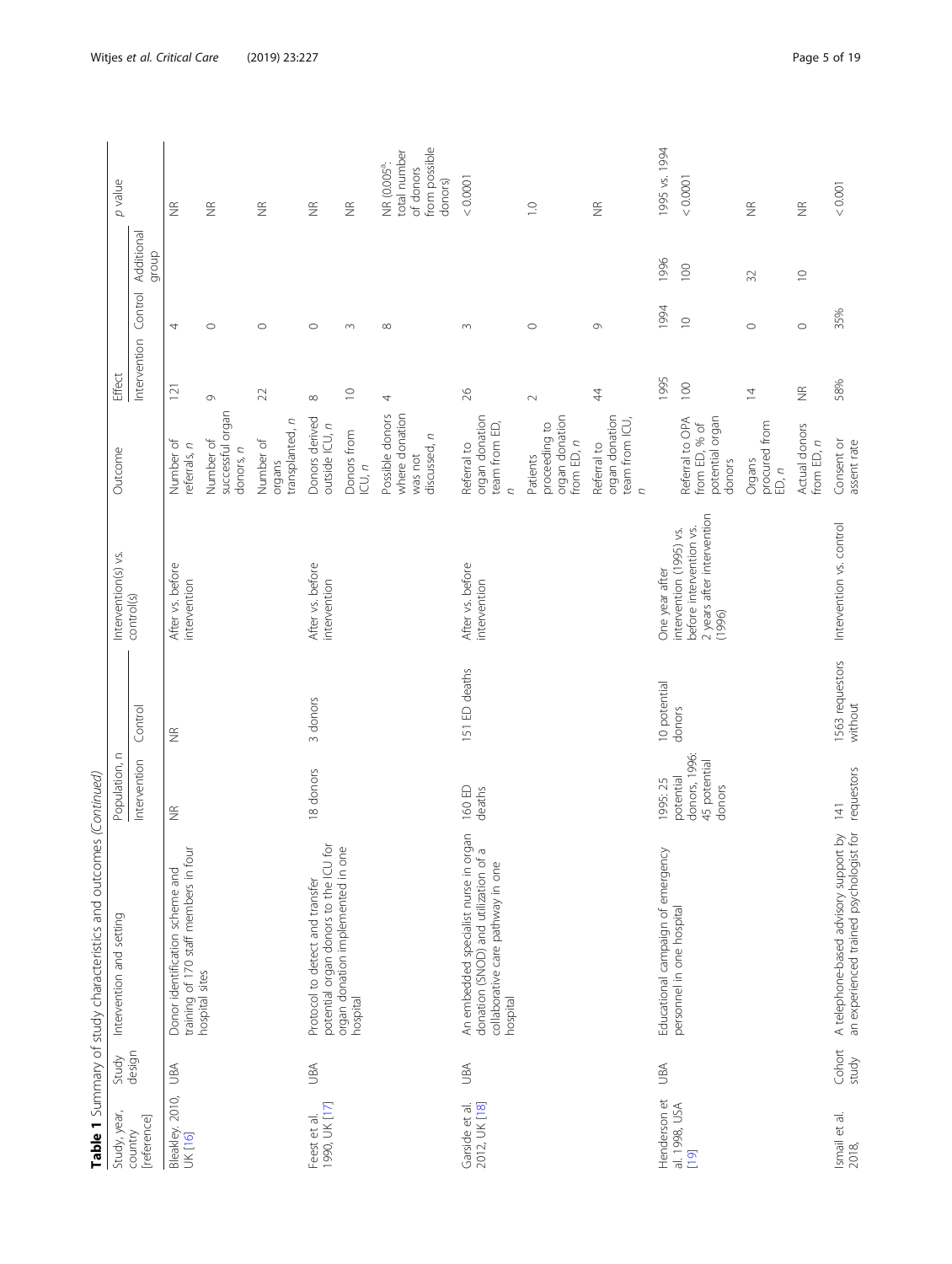**Table 1** Summary of study characteristics and outcomes *(Continued)*

| Study, year, country [reference] | Study design | Intervention and setting | Population, n | | Intervention(s) vs. control(s) | Outcome | Effect | | | p value |
|---|---|---|---|---|---|---|---|---|---|---|
| | | | Intervention | Control | | | Intervention | Control | Additional group | |
| Bleakley, 2010, UK [16] | UBA | Donor identification scheme and training of 170 staff members in four hospital sites | NR | NR | After vs. before intervention | Number of referrals, *n* | 121 | 4 | | NR |
| | | | | | | Number of successful organ donors, *n* | 9 | 0 | | NR |
| | | | | | | Number of organs transplanted, *n* | 22 | 0 | | NR |
| Feest et al. 1990, UK [17] | UBA | Protocol to detect and transfer potential organ donors to the ICU for organ donation implemented in one hospital | 18 donors | 3 donors | After vs. before intervention | Donors derived outside ICU, *n* | 8 | 0 | | NR |
| | | | | | | Donors from ICU, *n* | 10 | 3 | | NR |
| | | | | | | Possible donors where donation was not discussed, *n* | 4 | 8 | | NR (0.005[a]: total number of donors from possible donors) |
| Garside et al. 2012, UK [18] | UBA | An embedded specialist nurse in organ donation (SNOD) and utilization of a collaborative care pathway in one hospital | 160 ED deaths | 151 ED deaths | After vs. before intervention | Referral to organ donation team from ED, *n* | 26 | 3 | | < 0.0001 |
| | | | | | | Patients proceeding to organ donation from ED, *n* | 2 | 0 | | 1.0 |
| | | | | | | Referral to organ donation team from ICU, *n* | 44 | 9 | | NR |
| Henderson et al. 1998, USA [19] | UBA | Educational campaign of emergency personnel in one hospital | 1995: 25 potential donors, 1996: 45 potential donors | 10 potential donors | One year after intervention (1995) vs. before intervention vs. 2 years after intervention (1996) | | 1995 | 1994 | 1996 | 1995 vs. 1994 |
| | | | | | | Referral to OPA from ED, % of potential organ donors | 100 | 10 | 100 | < 0.0001 |
| | | | | | | Organs procured from ED, *n* | 14 | 0 | 32 | NR |
| | | | | | | Actual donors from ED, *n* | NR | 0 | 10 | NR |
| Ismail et al. 2018, | Cohort study | A telephone-based advisory support by an experienced trained psychologist for | 141 requestors | 1563 requestors without | Intervention vs. control | Consent or assent rate | 58% | 35% | | < 0.001 |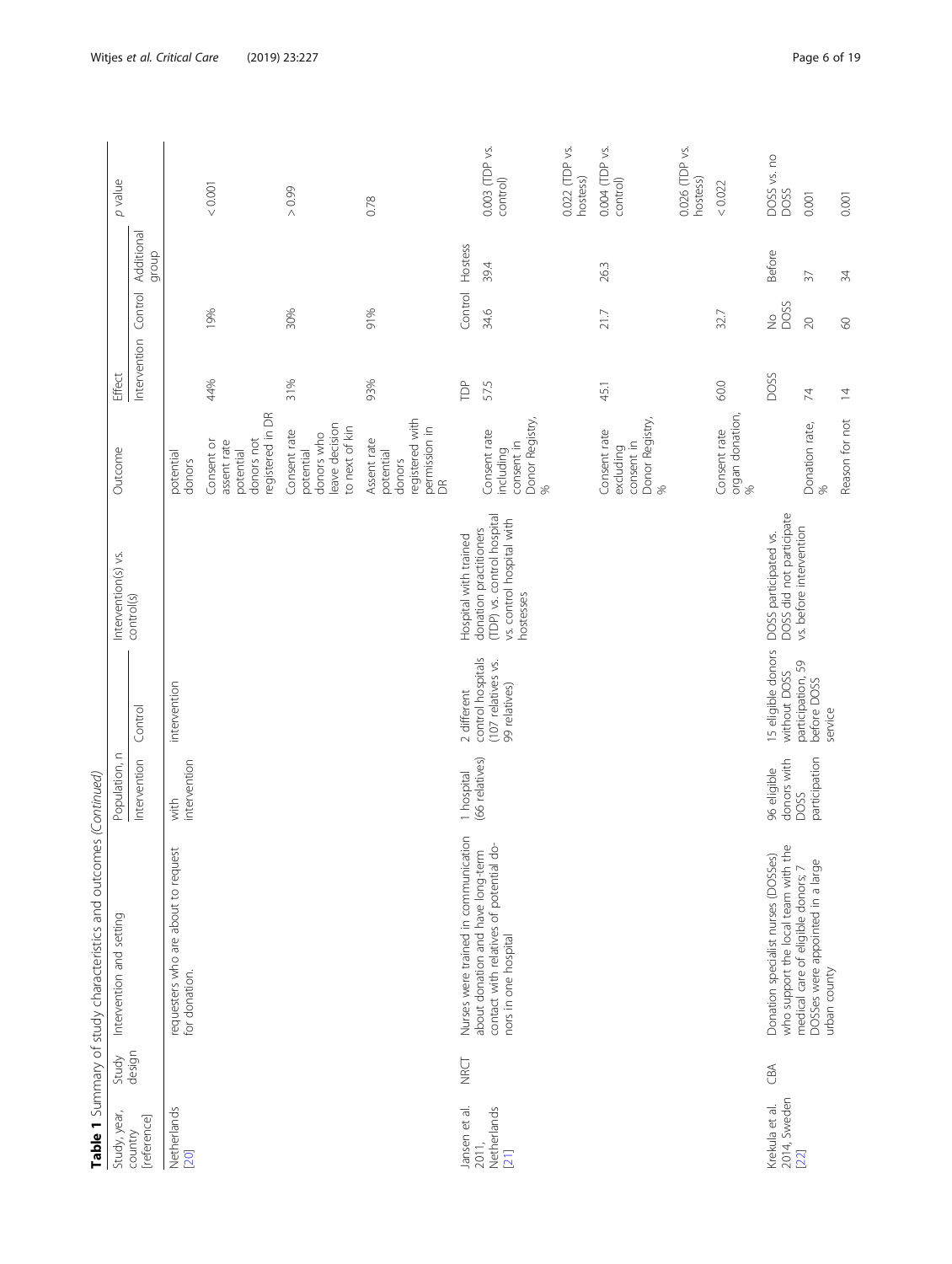**Table 1** Summary of study characteristics and outcomes *(Continued)*

| Study, year, country [reference] | Study design | Intervention and setting | Population, n | | Intervention(s) vs. control(s) | Outcome | Effect | | | p value |
|---|---|---|---|---|---|---|---|---|---|---|
| | | | Intervention | Control | | | Intervention | Control | Additional group | |
| Netherlands [20] | | requesters who are about to request for donation. | with intervention | intervention | | potential donors | | | | |
| | | | | | | Consent or assent rate potential donors not registered in DR | 44% | 19% | | < 0.001 |
| | | | | | | Consent rate potential donors who leave decision to next of kin | 31% | 30% | | > 0.99 |
| | | | | | | Assent rate potential donors registered with permission in DR | 93% | 91% | | 0.78 |
| Jansen et al. 2011, Netherlands [21] | NRCT | Nurses were trained in communication about donation and have long-term contact with relatives of potential donors in one hospital | 1 hospital (66 relatives) | 2 different control hospitals (107 relatives vs. 99 relatives) | Hospital with trained donation practitioners (TDP) vs. control hospital vs. control hospital with hostesses | | TDP | Control | Hostess | |
| | | | | | | Consent rate including consent in Donor Registry, % | 57.5 | 34.6 | 39.4 | 0.003 (TDP vs. control) 0.022 (TDP vs. hostess) |
| | | | | | | Consent rate excluding consent in Donor Registry, % | 45.1 | 21.7 | 26.3 | 0.004 (TDP vs. control) 0.026 (TDP vs. hostess) |
| | | | | | | Consent rate organ donation, % | 60.0 | 32.7 | | < 0.022 |
| Krekula et al. 2014, Sweden [22] | CBA | Donation specialist nurses (DOSSes) who support the local team with the medical care of eligible donors; 7 DOSSes were appointed in a large urban county | 96 eligible donors with DOSS participation | 15 eligible donors without DOSS participation, 59 before DOSS service | DOSS participated vs. DOSS did not participate vs. before intervention | | DOSS | No DOSS | Before | DOSS vs. no DOSS |
| | | | | | | Donation rate, % | 74 | 20 | 37 | 0.001 |
| | | | | | | Reason for not | 14 | 60 | 34 | 0.001 |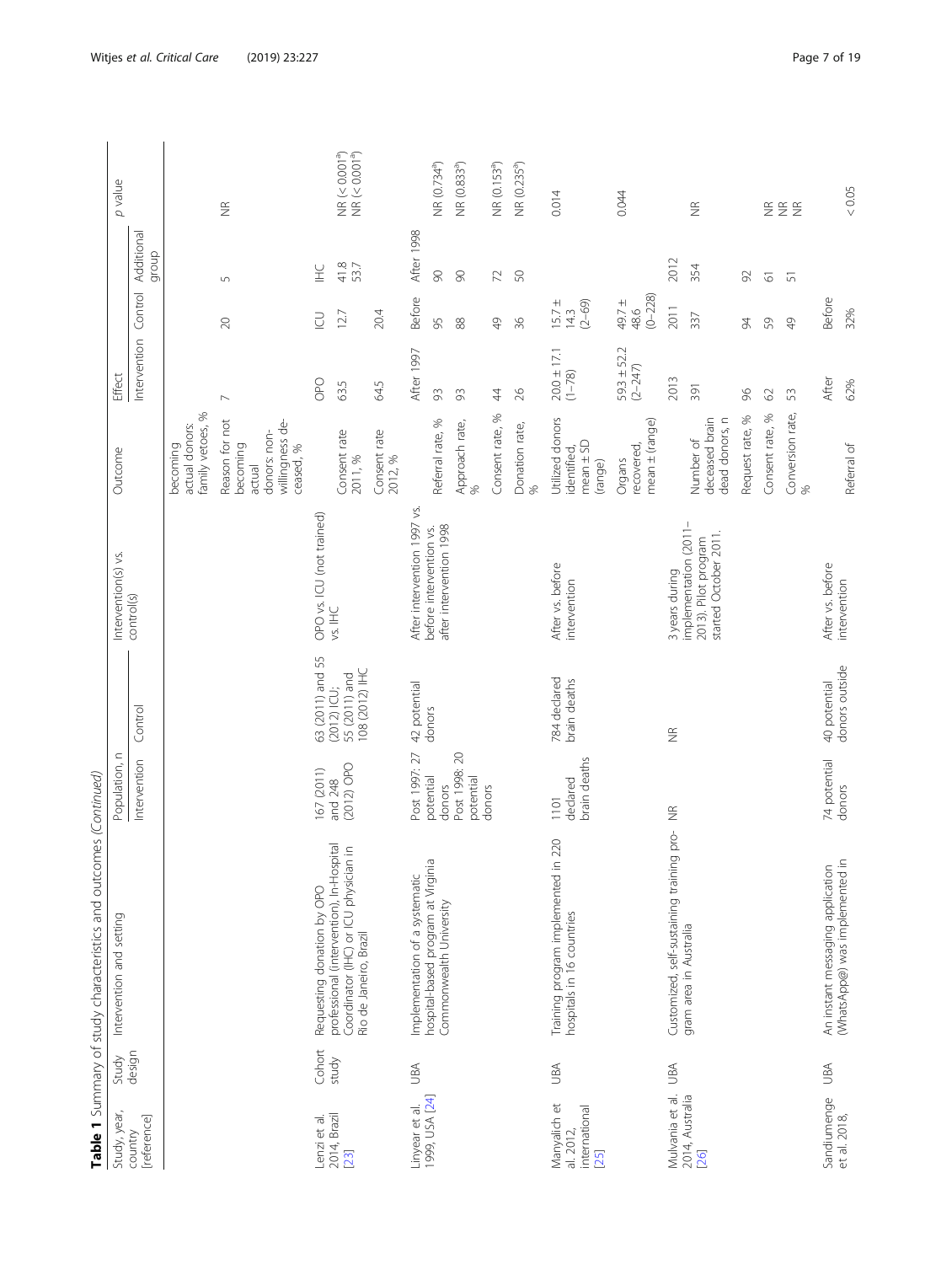**Table 1** Summary of study characteristics and outcomes *(Continued)*

| Study, year, country [reference] | Study design | Intervention and setting | Population, n | | Intervention(s) vs. control(s) | Outcome | Effect | | | p value |
|---|---|---|---|---|---|---|---|---|---|---|
| | | | Intervention | Control | | | Intervention | Control | Additional group | |
| | | | | | | becoming actual donors: family vetoes, % | | | | |
| | | | | | | Reason for not becoming actual donors: non-willingness deceased, % | 7 | 20 | 5 | NR |
| Lenzi et al. 2014, Brazil [23] | Cohort study | Requesting donation by OPO professional (intervention), In-Hospital Coordinator (IHC) or ICU physician in Rio de Janeiro, Brazil | 167 (2011) and 248 (2012) OPO | 63 (2011) and 55 (2012) ICU; 55 (2011) and 108 (2012) IHC | OPO vs. ICU (not trained) vs. IHC | | OPO | ICU | IHC | |
| | | | | | | Consent rate 2011, % | 63.5 | 12.7 | 41.8 | NR (< 0.001[a]) |
| | | | | | | Consent rate 2012, % | 64.5 | 20.4 | 53.7 | NR (< 0.001[a]) |
| Linyear et al. 1999, USA [24] | UBA | Implementation of a systematic hospital-based program at Virginia Commonwealth University | Post 1997: 27 potential donors Post 1998: 20 potential donors | 42 potential donors | After intervention 1997 vs. before intervention vs. after intervention 1998 | | After 1997 | Before | After 1998 | |
| | | | | | | Referral rate, % | 93 | 95 | 90 | NR (0.734[a]) |
| | | | | | | Approach rate, % | 93 | 88 | 90 | NR (0.833[a]) |
| | | | | | | Consent rate, % | 44 | 49 | 72 | NR (0.153[a]) |
| | | | | | | Donation rate, % | 26 | 36 | 50 | NR (0.235[a]) |
| Manyalich et al. 2012, international [25] | UBA | Training program implemented in 220 hospitals in 16 countries | 1101 declared brain deaths | 784 declared brain deaths | After vs. before intervention | Utilized donors identified, mean ± SD (range) | 20.0 ± 17.1 (1–78) | 15.7 ± 14.3 (2–69) | | 0.014 |
| | | | | | | Organs recovered, mean ± (range) | 59.3 ± 52.2 (2–247) | 49.7 ± 48.6 (0–228) | | 0.044 |
| Mulvania et al. 2014, Australia [26] | UBA | Customized, self-sustaining training program area in Australia | NR | NR | 3 years during implementation (2011–2013). Pilot program started October 2011. | | 2013 | 2011 | 2012 | |
| | | | | | | Number of deceased brain dead donors, n | 391 | 337 | 354 | NR |
| | | | | | | Request rate, % | 96 | 94 | 92 | NR |
| | | | | | | Consent rate, % | 62 | 59 | 61 | NR |
| | | | | | | Conversion rate, % | 53 | 49 | 51 | NR |
| Sandiumenge et al. 2018, | UBA | An instant messaging application (WhatsApp©) was implemented in | 74 potential donors | 40 potential donors outside | After vs. before intervention | | After | Before | | |
| | | | | | | Referral of | 62% | 32% | | < 0.05 |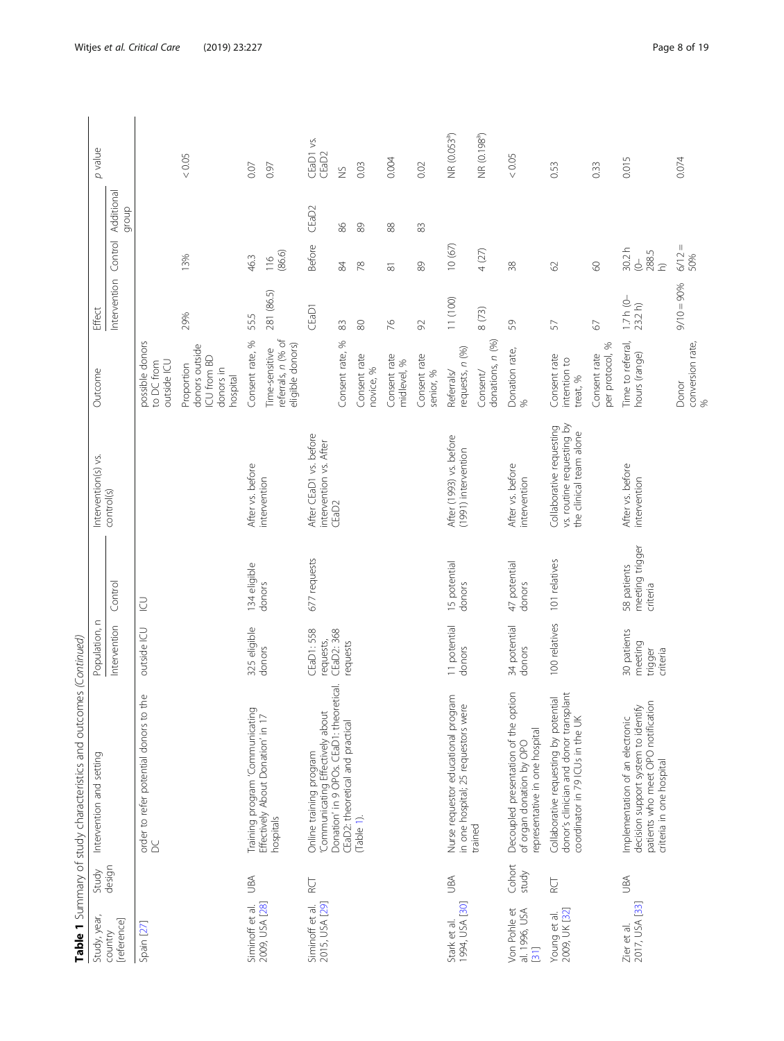**Table 1** Summary of study characteristics and outcomes *(Continued)*

| Study, year, country [reference] | Study design | Intervention and setting | Population, n | | Intervention(s) vs. control(s) | Outcome | Effect | | | p value |
|---|---|---|---|---|---|---|---|---|---|---|
| | | | Intervention | Control | | | Intervention | Control | Additional group | |
| Spain [27] | | order to refer potential donors to the DC | outside ICU | ICU | | possible donors to DC from outside ICU | | | | |
| | | | | | | Proportion donors outside ICU from BD donors in hospital | 29% | 13% | | < 0.05 |
| Siminoff et al. 2009, USA [28] | UBA | Training program 'Communicating Effectively About Donation' in 17 hospitals | 325 eligible donors | 134 eligible donors | After vs. before intervention | Consent rate, % | 55.5 | 46.3 | | 0.07 |
| | | | | | | Time-sensitive referrals, n (% of eligible donors) | 281 (86.5) | 116 (86.6) | | 0.97 |
| Siminoff et al. 2015, USA [29] | RCT | Online training program 'Communicating Effectively about Donation' in 9 OPOs. CEaD1: theoretical. CEaD2: theoretical and practical (Table 1). | CEaD1: 558 requests, CEaD2: 368 requests | 677 requests | After CEaD1 vs. before intervention vs. After CEaD2 | | CEaD1 | Before | CEaD2 | CEaD1 vs. CEaD2 |
| | | | | | | Consent rate, % | 83 | 84 | 86 | NS |
| | | | | | | Consent rate novice, % | 80 | 78 | 89 | 0.03 |
| | | | | | | Consent rate midlevel, % | 76 | 81 | 88 | 0.004 |
| | | | | | | Consent rate senior, % | 92 | 89 | 83 | 0.02 |
| Stark et al. 1994, USA [30] | UBA | Nurse requestor educational program in one hospital; 25 requestors were trained | 11 potential donors | 15 potential donors | After (1993) vs. before (1991) intervention | Referrals/ requests, n (%) | 11 (100) | 10 (67) | | NR (0.053[a]) |
| | | | | | | Consent/ donations, n (%) | 8 (73) | 4 (27) | | NR (0.198[a]) |
| Von Pohle et al. 1996, USA [31] | Cohort study | Decoupled presentation of the option of organ donation by OPO representative in one hospital | 34 potential donors | 47 potential donors | After vs. before intervention | Donation rate, % | 59 | 38 | | < 0.05 |
| Young et al. 2009, UK [32] | RCT | Collaborative requesting by potential donor's clinician and donor transplant coordinator in 79 ICUs in the UK | 100 relatives | 101 relatives | Collaborative requesting vs. routine requesting by the clinical team alone | Consent rate intention to treat, % | 57 | 62 | | 0.53 |
| | | | | | | Consent rate per protocol, % | 67 | 60 | | 0.33 |
| Zier et al. 2017, USA [33] | UBA | Implementation of an electronic decision support system to identify patients who meet OPO notification criteria in one hospital | 30 patients meeting trigger criteria | 58 patients meeting trigger criteria | After vs. before intervention | Time to referral, hours (range) | 1.7 h (0–23.2 h) | 30.2 h (0–288.5 h) | | 0.015 |
| | | | | | | Donor conversion rate, % | 9/10 = 90% | 6/12 = 50% | | 0.074 |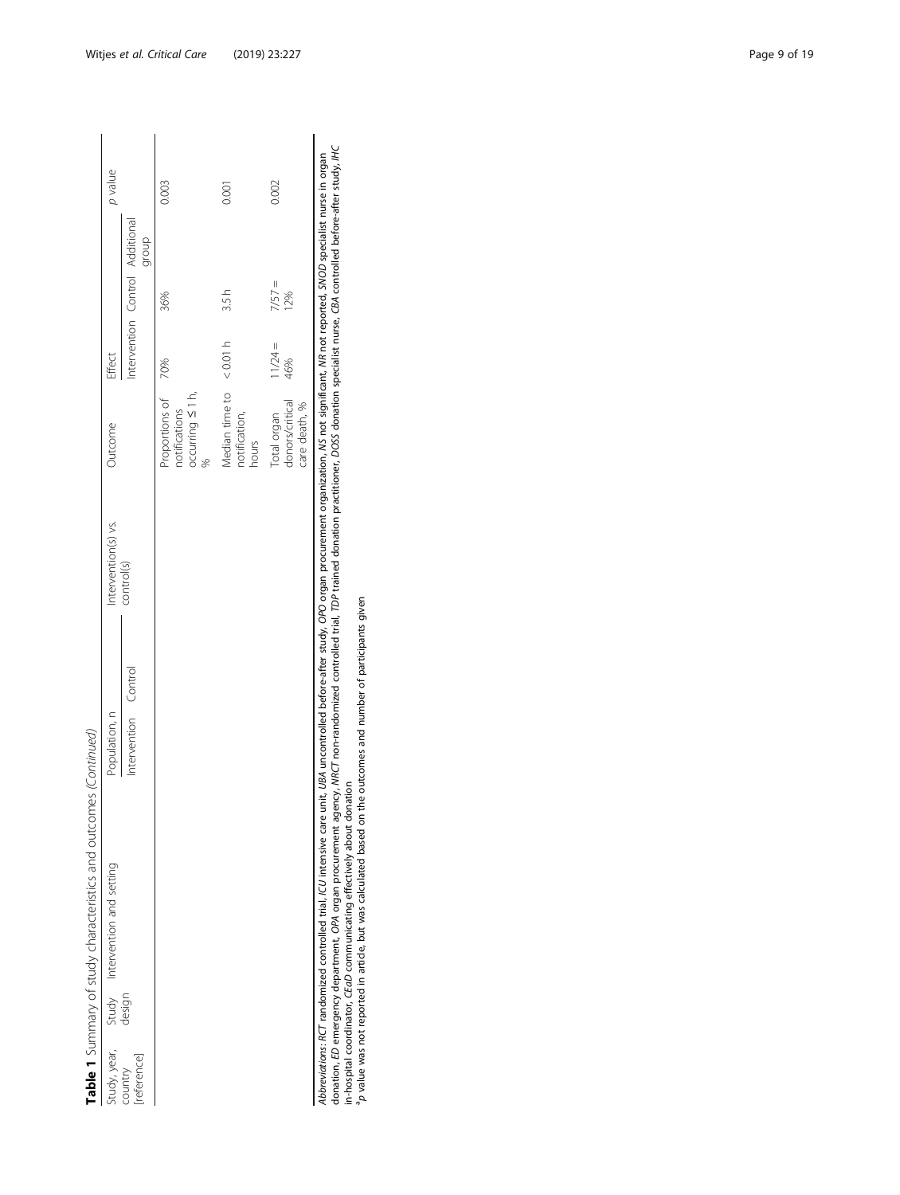**Table 1** Summary of study characteristics and outcomes *(Continued)*

| Study, year, country [reference] | Study design | Intervention and setting | Population, n | | Intervention(s) vs. control(s) | Outcome | Effect | | | *p* value |
|---|---|---|---|---|---|---|---|---|---|---|
| | | | Intervention | Control | | | Intervention | Control | Additional group | |
| | | | | | | Proportions of notifications occurring ≤ 1 h, % | 70% | 36% | | 0.003 |
| | | | | | | Median time to notification, hours | < 0.01 h | 3.5 h | | 0.001 |
| | | | | | | Total organ donors/critical care death, % | 11/24 = 46% | 7/57 = 12% | | 0.002 |

*Abbreviations*: *RCT* randomized controlled trial, *ICU* intensive care unit, *UBA* uncontrolled before-after study, *OPO* organ procurement organization, *NS* not significant, *NR* not reported, *SNOD* specialist nurse in organ donation, *ED* emergency department, *OPA* organ procurement agency, *NRCT* non-randomized controlled trial, *TDP* trained donation practitioner, *DOSS* donation specialist nurse, *CBA* controlled before-after study, *IHC* in-hospital coordinator, *CEaD* communicating effectively about donation

[a]*p* value was not reported in article, but was calculated based on the outcomes and number of participants given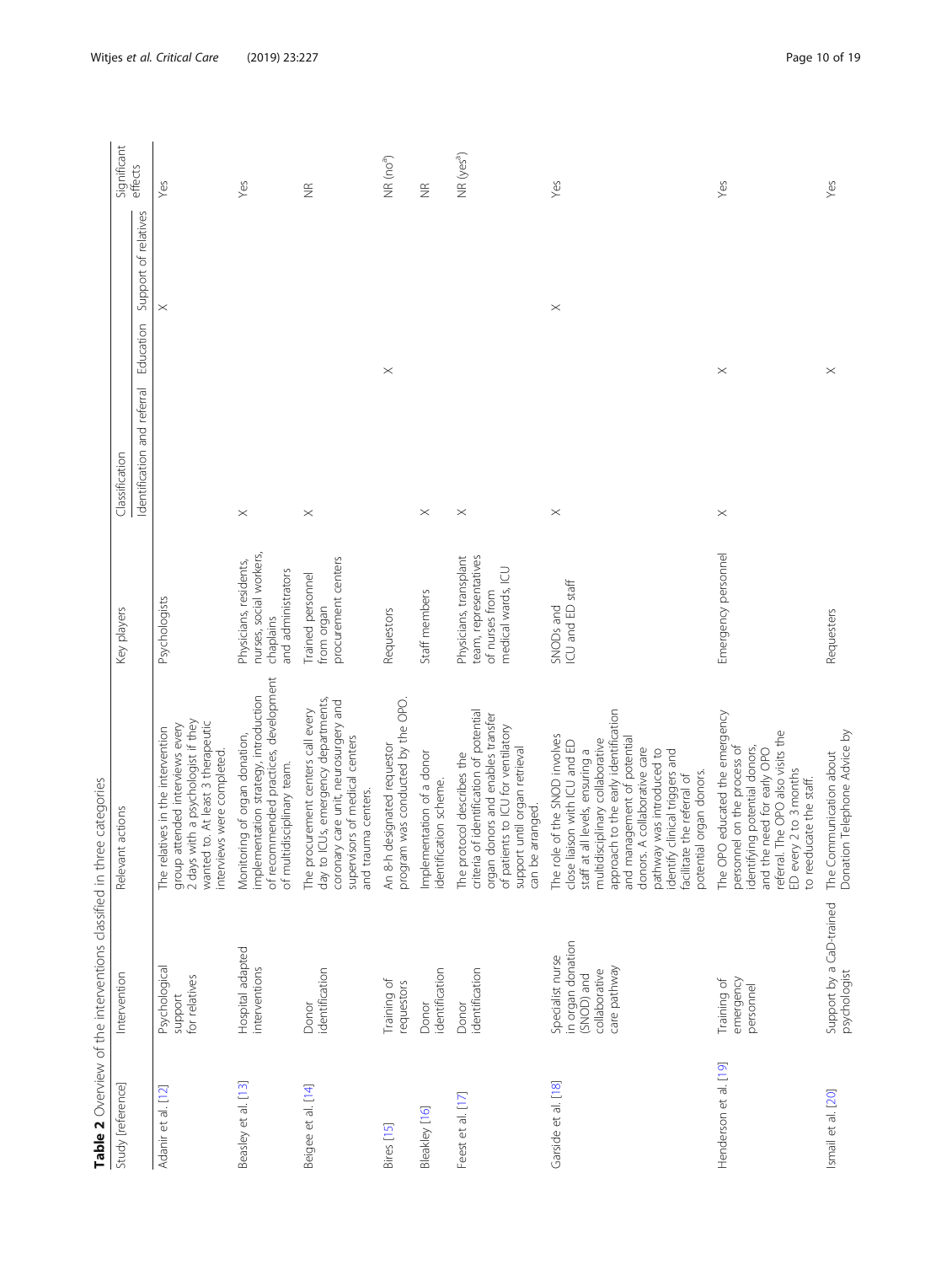**Table 2** Overview of the interventions classified in three categories

| Study [reference] | Intervention | Relevant actions | Key players | Classification | | | Significant effects |
|---|---|---|---|---|---|---|---|
| | | | | Identification and referral | Education | Support of relatives | |
| Adanir et al. [12] | Psychological support for relatives | The relatives in the intervention group attended interviews every 2 days with a psychologist if they wanted to. At least 3 therapeutic interviews were completed. | Psychologists | | | × | Yes |
| Beasley et al. [13] | Hospital adapted interventions | Monitoring of organ donation, implementation strategy, introduction of recommended practices, development of multidisciplinary team. | Physicians, residents, nurses, social workers, chaplains and administrators | × | | | Yes |
| Beigee et al. [14] | Donor identification | The procurement centers call every day to ICUs, emergency departments, coronary care unit, neurosurgery and supervisors of medical centers and trauma centers. | Trained personnel from organ procurement centers | × | | | NR |
| Bires [15] | Training of requestors | An 8-h designated requestor program was conducted by the OPO. | Requestors | | × | | NR (no[a]) |
| Bleakley [16] | Donor identification | Implementation of a donor identification scheme. | Staff members | × | | | NR |
| Feest et al. [17] | Donor identification | The protocol describes the criteria of identification of potential organ donors and enables transfer of patients to ICU for ventilatory support until organ retrieval can be arranged. | Physicians, transplant team, representatives of nurses from medical wards, ICU | × | | | NR (yes[a]) |
| Garside et al. [18] | Specialist nurse in organ donation (SNOD) and collaborative care pathway | The role of the SNOD involves close liaison with ICU and ED staff at all levels, ensuring a multidisciplinary collaborative approach to the early identification and management of potential donors. A collaborative care pathway was introduced to identify clinical triggers and facilitate the referral of potential organ donors. | SNODs and ICU and ED staff | × | | × | Yes |
| Henderson et al. [19] | Training of emergency personnel | The OPO educated the emergency personnel on the process of identifying potential donors, and the need for early OPO referral. The OPO also visits the ED every 2 to 3 months to reeducate the staff. | Emergency personnel | × | × | | Yes |
| Ismail et al. [20] | Support by a CaD-trained psychologist | The Communication about Donation Telephone Advice by | Requesters | | × | | Yes |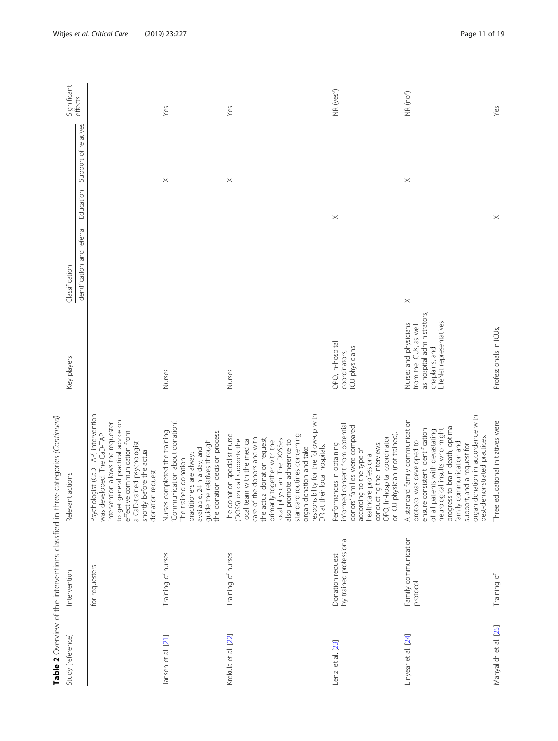**Table 2** Overview of the interventions classified in three categories *(Continued)*

| Study [reference] | Intervention | Relevant actions | Key players | Classification | | | Significant effects |
|---|---|---|---|---|---|---|---|
| | | | | Identification and referral | Education | Support of relatives | |
| | for requesters | Psychologist (CaD-TAP) intervention was developed. The CaD-TAP intervention allows the requester to get general practical advice on effective communication from a CaD-trained psychologist shortly before the actual donation request. | | | | | |
| Jansen et al. [21] | Training of nurses | Nurses completed the training 'Communication about donation'. The trained donation practitioners are always available, 24 h a day, and guide the relatives through the donation decision process. | Nurses | | | × | Yes |
| Krekula et al. [22] | Training of nurses | The donation specialist nurse (DOSS) on call supports the local team with the medical care of the donors and with the actual donation request, primarily together with the local physician. The DOSSes also promote adherence to standard routines concerning organ donation and take responsibility for the follow-up with DR at their local hospitals. | Nurses | | | × | Yes |
| Lenzi et al. [23] | Donation request by trained professional | Performances in obtaining informed consent from potential donors' families were compared according to the type of healthcare professional conducting the interviews: OPO, In-hospital coordinator or ICU physician (not trained). | OPO, in-hospital coordinators, ICU physicians | | × | | NR (yes[a]) |
| Linyear et al. [24] | Family communication protocol | A standard family communication protocol was developed to ensure consistent identification of all patients with devastating neurological insults who might progress to brain death, optimal family communication and support, and a request for organ donation in accordance with best-demonstrated practices. | Nurses and physicians from the ICUs, as well as hospital administrators, chaplains, and LifeNet representatives | × | | × | NR (no[a]) |
| Manyalich et al. [25] | Training of | Three educational initiatives were | Professionals in ICUs, | | × | | Yes |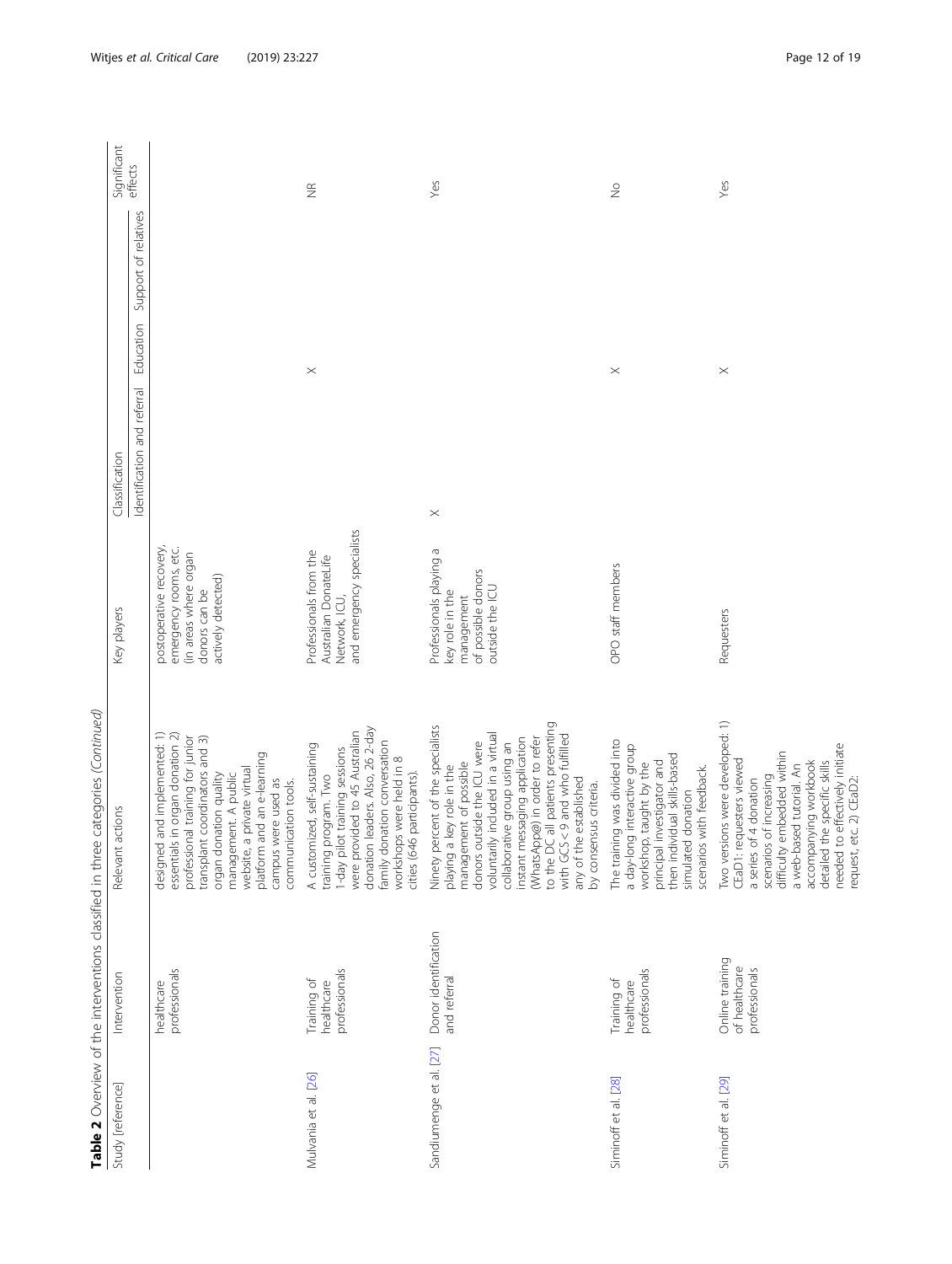**Table 2** Overview of the interventions classified in three categories *(Continued)*

| Study [reference] | Intervention | Relevant actions | Key players | Classification | | | Significant effects |
|---|---|---|---|---|---|---|---|
| | | | | Identification and referral | Education | Support of relatives | |
| | healthcare professionals | designed and implemented: 1) essentials in organ donation 2) professional training for junior transplant coordinators and 3) organ donation quality management. A public website, a private virtual platform and an e-learning campus were used as communication tools. | postoperative recovery, emergency rooms, etc. (in areas where organ donors can be actively detected) | | | | |
| Mulvania et al. [26] | Training of healthcare professionals | A customized, self-sustaining training program. Two 1-day pilot training sessions were provided to 45 Australian donation leaders. Also, 26 2-day family donation conversation workshops were held in 8 cities (646 participants). | Professionals from the Australian DonateLife Network, ICU, and emergency specialists | | × | | NR |
| Sandiumenge et al. [27] | Donor identification and referral | Ninety percent of the specialists playing a key role in the management of possible donors outside the ICU were voluntarily included in a virtual collaborative group using an instant messaging application (WhatsApp@) in order to refer to the DC all patients presenting with GCS < 9 and who fulfilled any of the established by consensus criteria. | Professionals playing a key role in the management of possible donors outside the ICU | × | | | Yes |
| Siminoff et al. [28] | Training of healthcare professionals | The training was divided into a day-long interactive group workshop, taught by the principal investigator and then individual skills-based simulated donation scenarios with feedback. | OPO staff members | | × | | No |
| Siminoff et al. [29] | Online training of healthcare professionals | Two versions were developed: 1) CEaD1: requesters viewed a series of 4 donation scenarios of increasing difficulty embedded within a web-based tutorial. An accompanying workbook detailed the specific skills needed to effectively initiate request, etc. 2) CEaD2: | Requesters | | × | | Yes |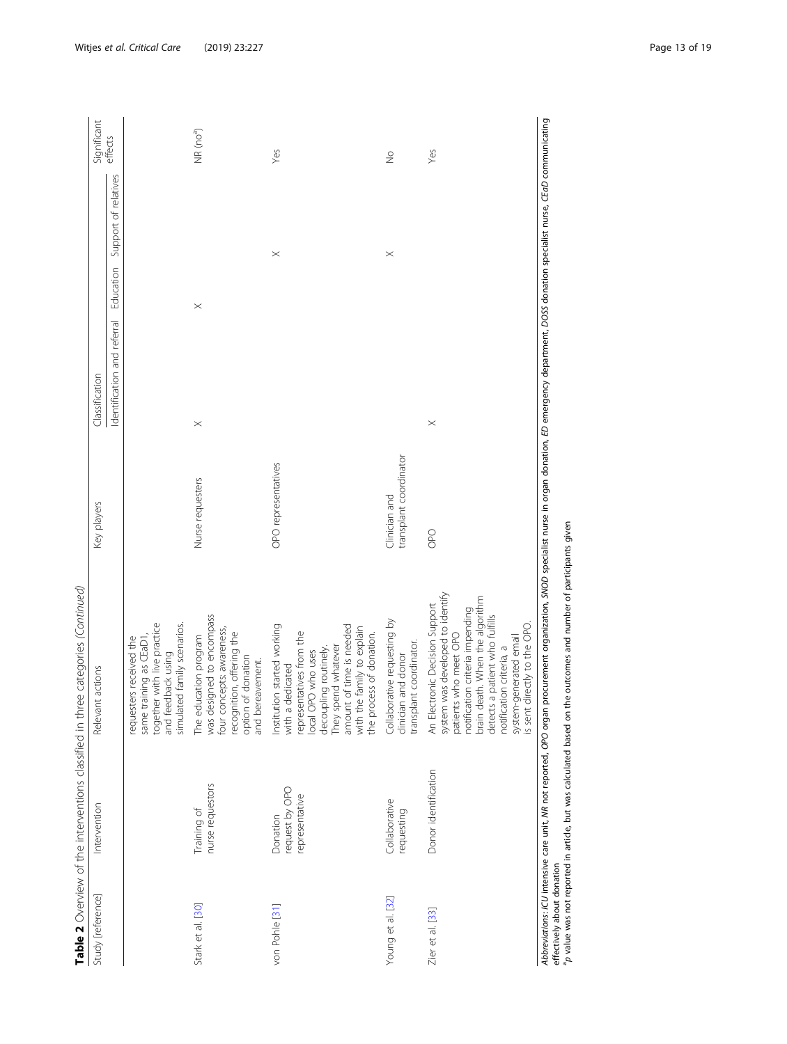**Table 2** Overview of the interventions classified in three categories *(Continued)*

| Study [reference] | Intervention | Relevant actions | Key players | Classification | | | Significant effects |
|---|---|---|---|---|---|---|---|
| | | | | Identification and referral | Education | Support of relatives | |
| | | requesters received the same training as CEaD], together with live practice and feedback using simulated family scenarios. | | | | | |
| Stark et al. [30] | Training of nurse requestors | The education program was designed to encompass four concepts: awareness, recognition, offering the option of donation and bereavement. | Nurse requesters | × | × | | NR (no[a]) |
| von Pohle [31] | Donation request by OPO representative | Institution started working with a dedicated representatives from the local OPO who uses decoupling routinely. They spend whatever amount of time is needed with the family to explain the process of donation. | OPO representatives | | | × | Yes |
| Young et al. [32] | Collaborative requesting | Collaborative requesting by clinician and donor transplant coordinator. | Clinician and transplant coordinator | | | × | No |
| Zier et al. [33] | Donor identification | An Electronic Decision Support system was developed to identify patients who meet OPO notification criteria impending brain death. When the algorithm detects a patient who fulfills notification criteria, a system-generated email is sent directly to the OPO. | OPO | × | | | Yes |

*Abbreviations*: *ICU* intensive care unit, *NR* not reported, *OPO* organ procurement organization, *SNOD* specialist nurse in organ donation, *ED* emergency department, *DOSS* donation specialist nurse, *CEaD* communicating effectively about donation

[a]*p* value was not reported in article, but was calculated based on the outcomes and number of participants given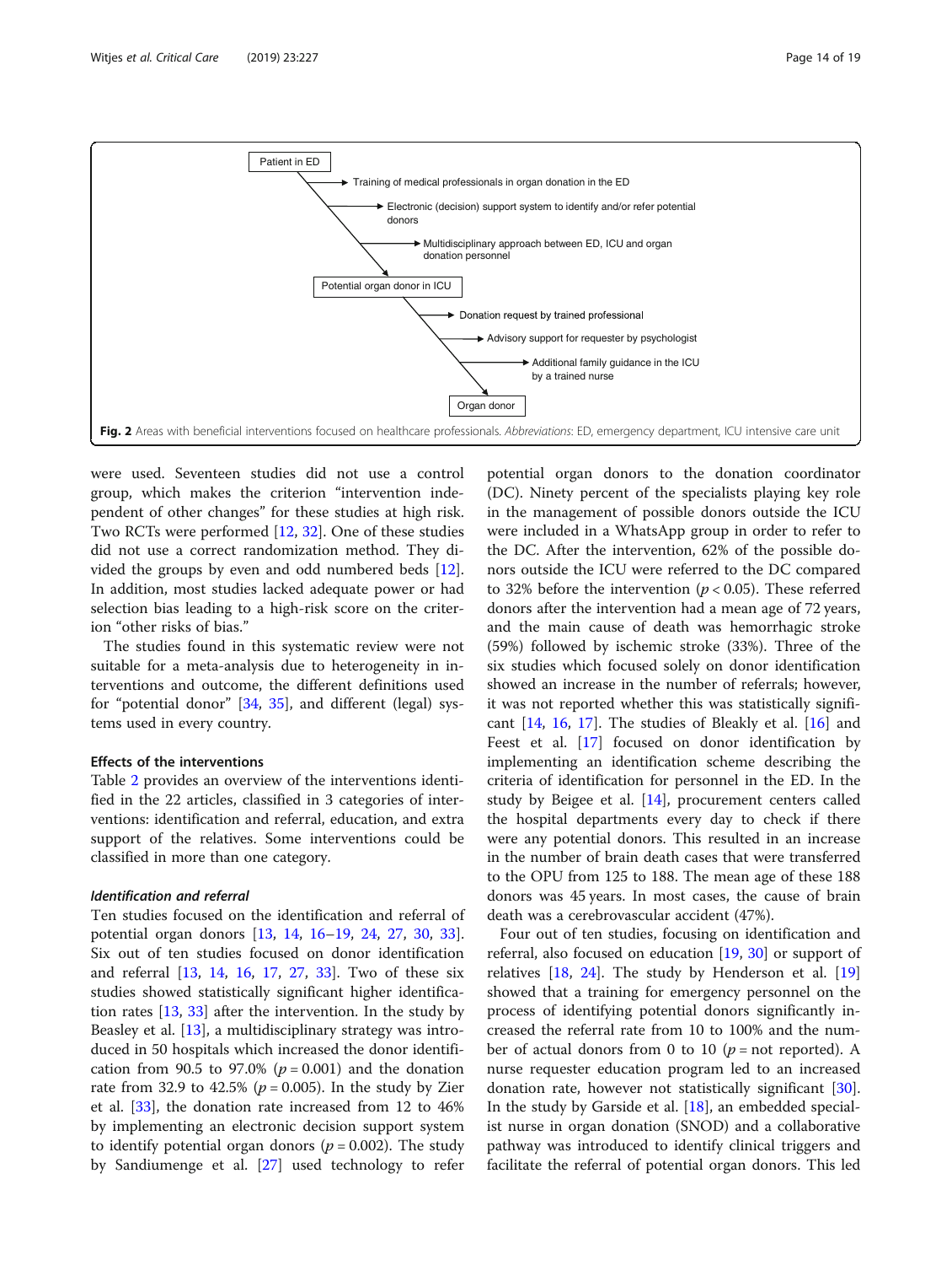Patient in ED

- Training of medical professionals in organ donation in the ED
- Electronic (decision) support system to identify and/or refer potential donors
- Multidisciplinary approach between ED, ICU and organ donation personnel

Potential organ donor in ICU

- Donation request by trained professional
- Advisory support for requester by psychologist
- Additional family guidance in the ICU by a trained nurse

Organ donor

**Fig. 2** Areas with beneficial interventions focused on healthcare professionals. *Abbreviations*: ED, emergency department, ICU intensive care unit

were used. Seventeen studies did not use a control group, which makes the criterion "intervention independent of other changes" for these studies at high risk. Two RCTs were performed [12, 32]. One of these studies did not use a correct randomization method. They divided the groups by even and odd numbered beds [12]. In addition, most studies lacked adequate power or had selection bias leading to a high-risk score on the criterion "other risks of bias."

The studies found in this systematic review were not suitable for a meta-analysis due to heterogeneity in interventions and outcome, the different definitions used for "potential donor" [34, 35], and different (legal) systems used in every country.

### Effects of the interventions

Table 2 provides an overview of the interventions identified in the 22 articles, classified in 3 categories of interventions: identification and referral, education, and extra support of the relatives. Some interventions could be classified in more than one category.

#### *Identification and referral*

Ten studies focused on the identification and referral of potential organ donors [13, 14, 16–19, 24, 27, 30, 33]. Six out of ten studies focused on donor identification and referral [13, 14, 16, 17, 27, 33]. Two of these six studies showed statistically significant higher identification rates [13, 33] after the intervention. In the study by Beasley et al. [13], a multidisciplinary strategy was introduced in 50 hospitals which increased the donor identification from 90.5 to 97.0% ($p = 0.001$) and the donation rate from 32.9 to 42.5% ($p = 0.005$). In the study by Zier et al. [33], the donation rate increased from 12 to 46% by implementing an electronic decision support system to identify potential organ donors ($p = 0.002$). The study by Sandiumenge et al. [27] used technology to refer potential organ donors to the donation coordinator (DC). Ninety percent of the specialists playing key role in the management of possible donors outside the ICU were included in a WhatsApp group in order to refer to the DC. After the intervention, 62% of the possible donors outside the ICU were referred to the DC compared to 32% before the intervention ($p < 0.05$). These referred donors after the intervention had a mean age of 72 years, and the main cause of death was hemorrhagic stroke (59%) followed by ischemic stroke (33%). Three of the six studies which focused solely on donor identification showed an increase in the number of referrals; however, it was not reported whether this was statistically significant [14, 16, 17]. The studies of Bleakly et al. [16] and Feest et al. [17] focused on donor identification by implementing an identification scheme describing the criteria of identification for personnel in the ED. In the study by Beigee et al. [14], procurement centers called the hospital departments every day to check if there were any potential donors. This resulted in an increase in the number of brain death cases that were transferred to the OPU from 125 to 188. The mean age of these 188 donors was 45 years. In most cases, the cause of brain death was a cerebrovascular accident (47%).

Four out of ten studies, focusing on identification and referral, also focused on education [19, 30] or support of relatives [18, 24]. The study by Henderson et al. [19] showed that a training for emergency personnel on the process of identifying potential donors significantly increased the referral rate from 10 to 100% and the number of actual donors from 0 to 10 ($p$ = not reported). A nurse requester education program led to an increased donation rate, however not statistically significant [30]. In the study by Garside et al. [18], an embedded specialist nurse in organ donation (SNOD) and a collaborative pathway was introduced to identify clinical triggers and facilitate the referral of potential organ donors. This led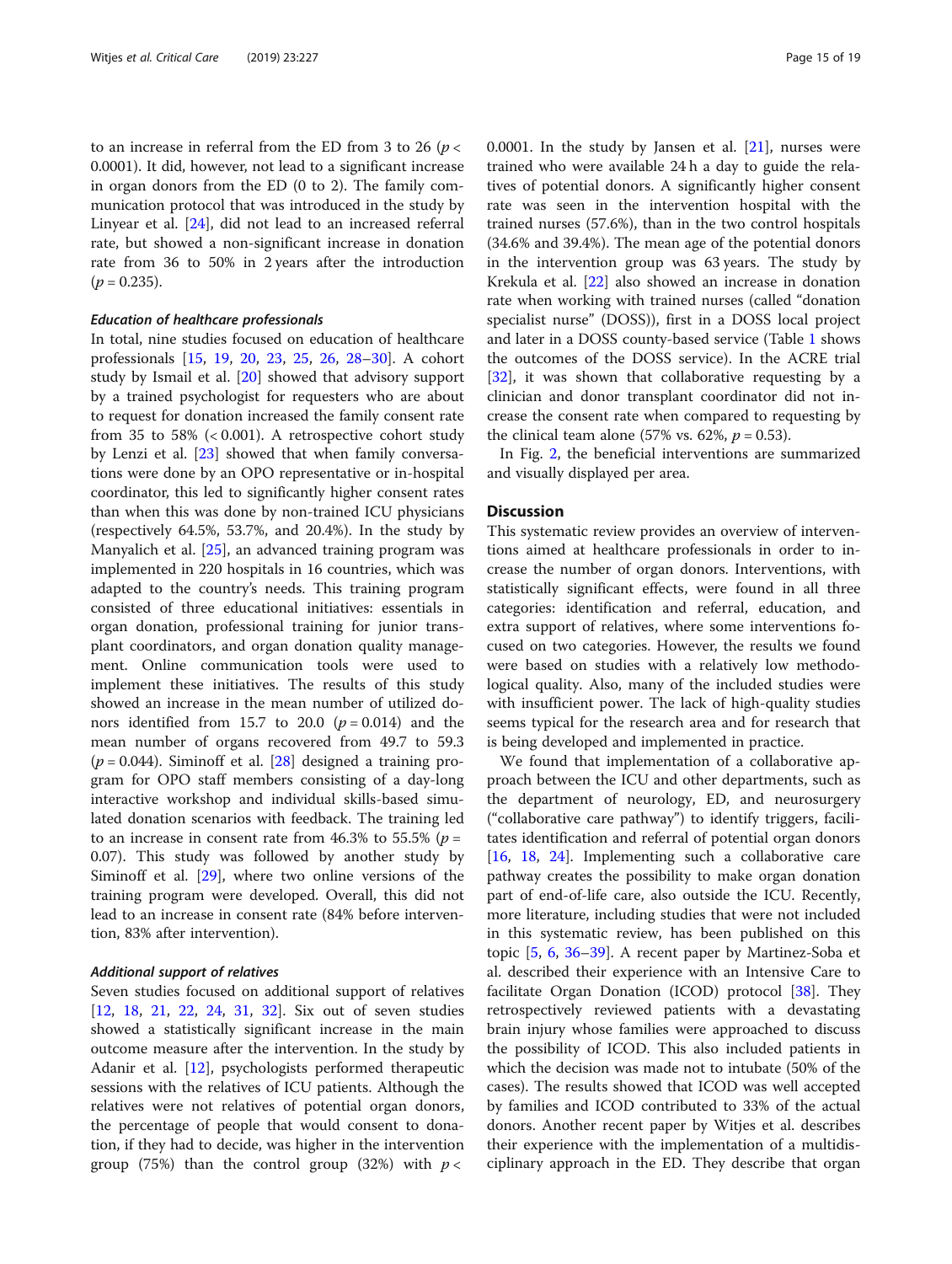to an increase in referral from the ED from 3 to 26 ($p < 0.0001$). It did, however, not lead to a significant increase in organ donors from the ED (0 to 2). The family communication protocol that was introduced in the study by Linyear et al. [24], did not lead to an increased referral rate, but showed a non-significant increase in donation rate from 36 to 50% in 2 years after the introduction ($p = 0.235$).

#### *Education of healthcare professionals*

In total, nine studies focused on education of healthcare professionals [15, 19, 20, 23, 25, 26, 28–30]. A cohort study by Ismail et al. [20] showed that advisory support by a trained psychologist for requesters who are about to request for donation increased the family consent rate from 35 to 58% (< 0.001). A retrospective cohort study by Lenzi et al. [23] showed that when family conversations were done by an OPO representative or in-hospital coordinator, this led to significantly higher consent rates than when this was done by non-trained ICU physicians (respectively 64.5%, 53.7%, and 20.4%). In the study by Manyalich et al. [25], an advanced training program was implemented in 220 hospitals in 16 countries, which was adapted to the country's needs. This training program consisted of three educational initiatives: essentials in organ donation, professional training for junior transplant coordinators, and organ donation quality management. Online communication tools were used to implement these initiatives. The results of this study showed an increase in the mean number of utilized donors identified from 15.7 to 20.0 ($p = 0.014$) and the mean number of organs recovered from 49.7 to 59.3 ($p = 0.044$). Siminoff et al. [28] designed a training program for OPO staff members consisting of a day-long interactive workshop and individual skills-based simulated donation scenarios with feedback. The training led to an increase in consent rate from 46.3% to 55.5% ($p = 0.07$). This study was followed by another study by Siminoff et al. [29], where two online versions of the training program were developed. Overall, this did not lead to an increase in consent rate (84% before intervention, 83% after intervention).

#### *Additional support of relatives*

Seven studies focused on additional support of relatives [12, 18, 21, 22, 24, 31, 32]. Six out of seven studies showed a statistically significant increase in the main outcome measure after the intervention. In the study by Adanir et al. [12], psychologists performed therapeutic sessions with the relatives of ICU patients. Although the relatives were not relatives of potential organ donors, the percentage of people that would consent to donation, if they had to decide, was higher in the intervention group (75%) than the control group (32%) with $p < 0.0001$. In the study by Jansen et al. [21], nurses were trained who were available 24 h a day to guide the relatives of potential donors. A significantly higher consent rate was seen in the intervention hospital with the trained nurses (57.6%), than in the two control hospitals (34.6% and 39.4%). The mean age of the potential donors in the intervention group was 63 years. The study by Krekula et al. [22] also showed an increase in donation rate when working with trained nurses (called "donation specialist nurse" (DOSS)), first in a DOSS local project and later in a DOSS county-based service (Table 1 shows the outcomes of the DOSS service). In the ACRE trial [32], it was shown that collaborative requesting by a clinician and donor transplant coordinator did not increase the consent rate when compared to requesting by the clinical team alone (57% vs. 62%, $p = 0.53$).

In Fig. 2, the beneficial interventions are summarized and visually displayed per area.

## Discussion

This systematic review provides an overview of interventions aimed at healthcare professionals in order to increase the number of organ donors. Interventions, with statistically significant effects, were found in all three categories: identification and referral, education, and extra support of relatives, where some interventions focused on two categories. However, the results we found were based on studies with a relatively low methodological quality. Also, many of the included studies were with insufficient power. The lack of high-quality studies seems typical for the research area and for research that is being developed and implemented in practice.

We found that implementation of a collaborative approach between the ICU and other departments, such as the department of neurology, ED, and neurosurgery ("collaborative care pathway") to identify triggers, facilitates identification and referral of potential organ donors [16, 18, 24]. Implementing such a collaborative care pathway creates the possibility to make organ donation part of end-of-life care, also outside the ICU. Recently, more literature, including studies that were not included in this systematic review, has been published on this topic [5, 6, 36–39]. A recent paper by Martinez-Soba et al. described their experience with an Intensive Care to facilitate Organ Donation (ICOD) protocol [38]. They retrospectively reviewed patients with a devastating brain injury whose families were approached to discuss the possibility of ICOD. This also included patients in which the decision was made not to intubate (50% of the cases). The results showed that ICOD was well accepted by families and ICOD contributed to 33% of the actual donors. Another recent paper by Witjes et al. describes their experience with the implementation of a multidisciplinary approach in the ED. They describe that organ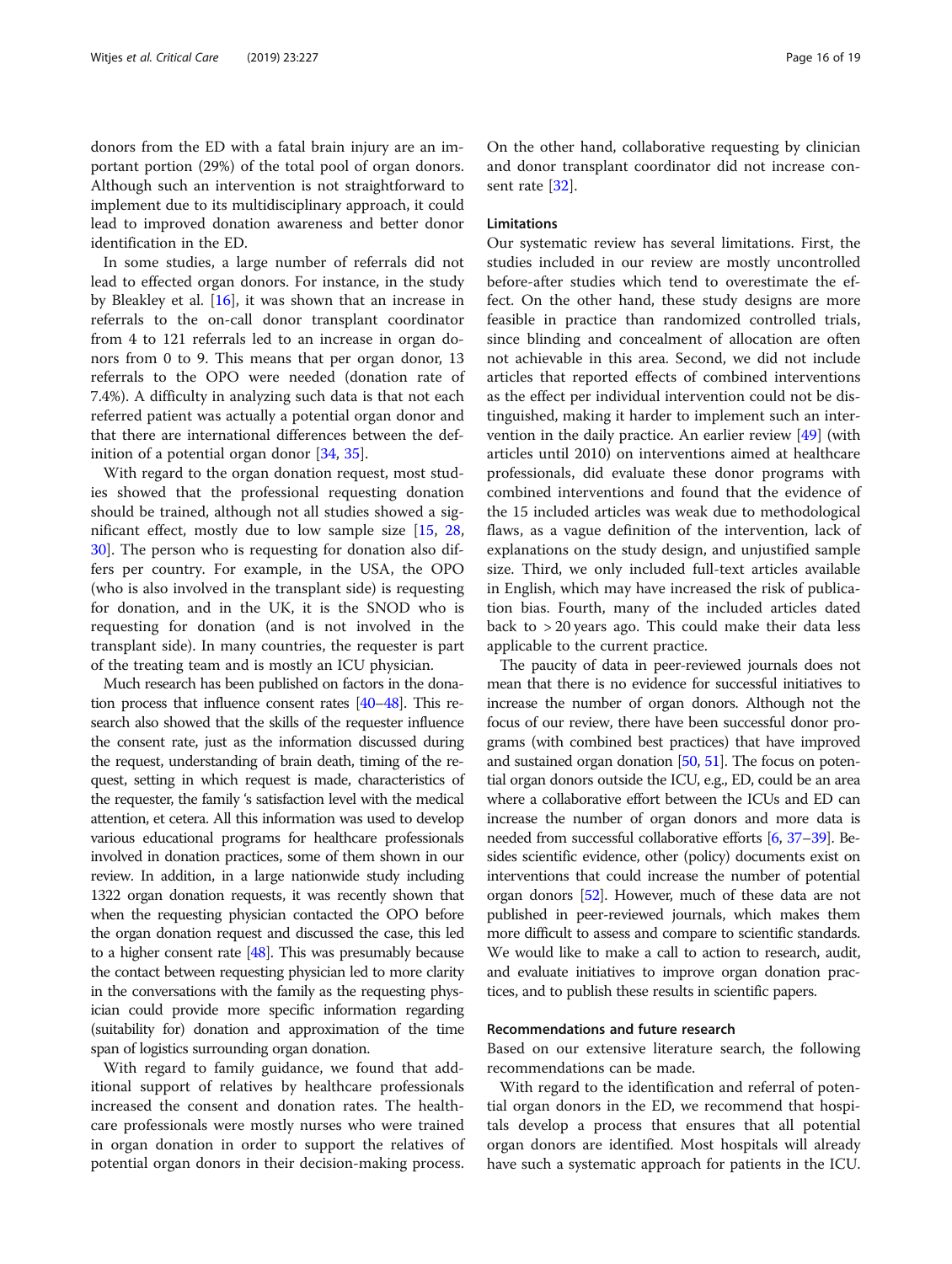donors from the ED with a fatal brain injury are an important portion (29%) of the total pool of organ donors. Although such an intervention is not straightforward to implement due to its multidisciplinary approach, it could lead to improved donation awareness and better donor identification in the ED.

In some studies, a large number of referrals did not lead to effected organ donors. For instance, in the study by Bleakley et al. [16], it was shown that an increase in referrals to the on-call donor transplant coordinator from 4 to 121 referrals led to an increase in organ donors from 0 to 9. This means that per organ donor, 13 referrals to the OPO were needed (donation rate of 7.4%). A difficulty in analyzing such data is that not each referred patient was actually a potential organ donor and that there are international differences between the definition of a potential organ donor [34, 35].

With regard to the organ donation request, most studies showed that the professional requesting donation should be trained, although not all studies showed a significant effect, mostly due to low sample size [15, 28, 30]. The person who is requesting for donation also differs per country. For example, in the USA, the OPO (who is also involved in the transplant side) is requesting for donation, and in the UK, it is the SNOD who is requesting for donation (and is not involved in the transplant side). In many countries, the requester is part of the treating team and is mostly an ICU physician.

Much research has been published on factors in the donation process that influence consent rates [40–48]. This research also showed that the skills of the requester influence the consent rate, just as the information discussed during the request, understanding of brain death, timing of the request, setting in which request is made, characteristics of the requester, the family 's satisfaction level with the medical attention, et cetera. All this information was used to develop various educational programs for healthcare professionals involved in donation practices, some of them shown in our review. In addition, in a large nationwide study including 1322 organ donation requests, it was recently shown that when the requesting physician contacted the OPO before the organ donation request and discussed the case, this led to a higher consent rate [48]. This was presumably because the contact between requesting physician led to more clarity in the conversations with the family as the requesting physician could provide more specific information regarding (suitability for) donation and approximation of the time span of logistics surrounding organ donation.

With regard to family guidance, we found that additional support of relatives by healthcare professionals increased the consent and donation rates. The healthcare professionals were mostly nurses who were trained in organ donation in order to support the relatives of potential organ donors in their decision-making process. On the other hand, collaborative requesting by clinician and donor transplant coordinator did not increase consent rate [32].

### Limitations

Our systematic review has several limitations. First, the studies included in our review are mostly uncontrolled before-after studies which tend to overestimate the effect. On the other hand, these study designs are more feasible in practice than randomized controlled trials, since blinding and concealment of allocation are often not achievable in this area. Second, we did not include articles that reported effects of combined interventions as the effect per individual intervention could not be distinguished, making it harder to implement such an intervention in the daily practice. An earlier review [49] (with articles until 2010) on interventions aimed at healthcare professionals, did evaluate these donor programs with combined interventions and found that the evidence of the 15 included articles was weak due to methodological flaws, as a vague definition of the intervention, lack of explanations on the study design, and unjustified sample size. Third, we only included full-text articles available in English, which may have increased the risk of publication bias. Fourth, many of the included articles dated back to > 20 years ago. This could make their data less applicable to the current practice.

The paucity of data in peer-reviewed journals does not mean that there is no evidence for successful initiatives to increase the number of organ donors. Although not the focus of our review, there have been successful donor programs (with combined best practices) that have improved and sustained organ donation [50, 51]. The focus on potential organ donors outside the ICU, e.g., ED, could be an area where a collaborative effort between the ICUs and ED can increase the number of organ donors and more data is needed from successful collaborative efforts [6, 37–39]. Besides scientific evidence, other (policy) documents exist on interventions that could increase the number of potential organ donors [52]. However, much of these data are not published in peer-reviewed journals, which makes them more difficult to assess and compare to scientific standards. We would like to make a call to action to research, audit, and evaluate initiatives to improve organ donation practices, and to publish these results in scientific papers.

### Recommendations and future research

Based on our extensive literature search, the following recommendations can be made.

With regard to the identification and referral of potential organ donors in the ED, we recommend that hospitals develop a process that ensures that all potential organ donors are identified. Most hospitals will already have such a systematic approach for patients in the ICU.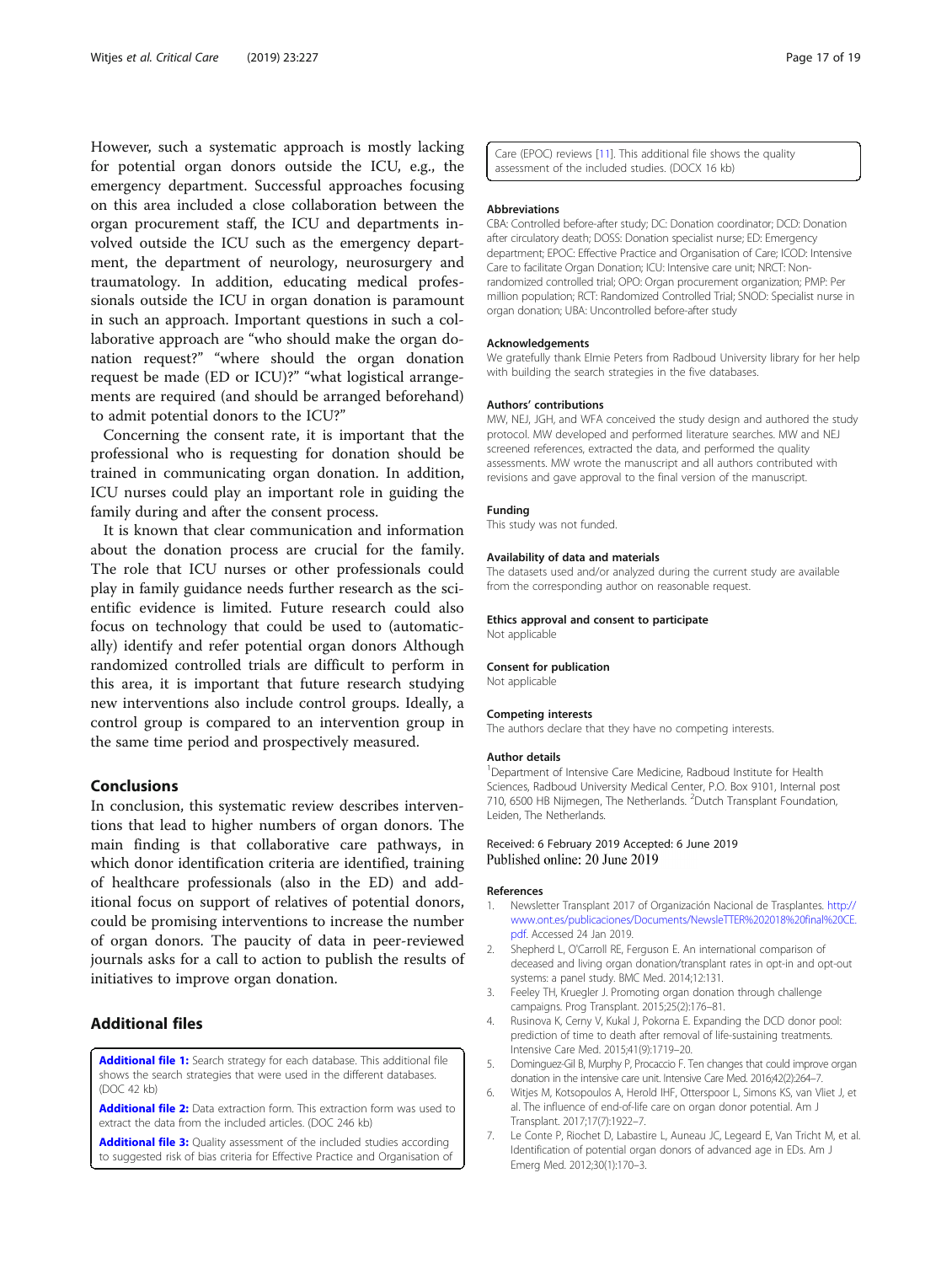However, such a systematic approach is mostly lacking for potential organ donors outside the ICU, e.g., the emergency department. Successful approaches focusing on this area included a close collaboration between the organ procurement staff, the ICU and departments involved outside the ICU such as the emergency department, the department of neurology, neurosurgery and traumatology. In addition, educating medical professionals outside the ICU in organ donation is paramount in such an approach. Important questions in such a collaborative approach are "who should make the organ donation request?" "where should the organ donation request be made (ED or ICU)?" "what logistical arrangements are required (and should be arranged beforehand) to admit potential donors to the ICU?"

Concerning the consent rate, it is important that the professional who is requesting for donation should be trained in communicating organ donation. In addition, ICU nurses could play an important role in guiding the family during and after the consent process.

It is known that clear communication and information about the donation process are crucial for the family. The role that ICU nurses or other professionals could play in family guidance needs further research as the scientific evidence is limited. Future research could also focus on technology that could be used to (automatically) identify and refer potential organ donors Although randomized controlled trials are difficult to perform in this area, it is important that future research studying new interventions also include control groups. Ideally, a control group is compared to an intervention group in the same time period and prospectively measured.

## Conclusions

In conclusion, this systematic review describes interventions that lead to higher numbers of organ donors. The main finding is that collaborative care pathways, in which donor identification criteria are identified, training of healthcare professionals (also in the ED) and additional focus on support of relatives of potential donors, could be promising interventions to increase the number of organ donors. The paucity of data in peer-reviewed journals asks for a call to action to publish the results of initiatives to improve organ donation.

## Additional files

**Additional file 1:** Search strategy for each database. This additional file shows the search strategies that were used in the different databases. (DOC 42 kb)

**Additional file 2:** Data extraction form. This extraction form was used to extract the data from the included articles. (DOC 246 kb)

**Additional file 3:** Quality assessment of the included studies according to suggested risk of bias criteria for Effective Practice and Organisation of Care (EPOC) reviews [11]. This additional file shows the quality assessment of the included studies. (DOCX 16 kb)

### Abbreviations

CBA: Controlled before-after study; DC: Donation coordinator; DCD: Donation after circulatory death; DOSS: Donation specialist nurse; ED: Emergency department; EPOC: Effective Practice and Organisation of Care; ICOD: Intensive Care to facilitate Organ Donation; ICU: Intensive care unit; NRCT: Non-randomized controlled trial; OPO: Organ procurement organization; PMP: Per million population; RCT: Randomized Controlled Trial; SNOD: Specialist nurse in organ donation; UBA: Uncontrolled before-after study

### Acknowledgements

We gratefully thank Elmie Peters from Radboud University library for her help with building the search strategies in the five databases.

### Authors' contributions

MW, NEJ, JGH, and WFA conceived the study design and authored the study protocol. MW developed and performed literature searches. MW and NEJ screened references, extracted the data, and performed the quality assessments. MW wrote the manuscript and all authors contributed with revisions and gave approval to the final version of the manuscript.

### Funding

This study was not funded.

### Availability of data and materials

The datasets used and/or analyzed during the current study are available from the corresponding author on reasonable request.

### Ethics approval and consent to participate

Not applicable

### Consent for publication

Not applicable

### Competing interests

The authors declare that they have no competing interests.

### Author details

[1]Department of Intensive Care Medicine, Radboud Institute for Health Sciences, Radboud University Medical Center, P.O. Box 9101, Internal post 710, 6500 HB Nijmegen, The Netherlands. [2]Dutch Transplant Foundation, Leiden, The Netherlands.

Received: 6 February 2019 Accepted: 6 June 2019
Published online: 20 June 2019

### References

1. Newsletter Transplant 2017 of Organización Nacional de Trasplantes. http://www.ont.es/publicaciones/Documents/NewsleTTER%202018%20final%20CE.pdf. Accessed 24 Jan 2019.
2. Shepherd L, O'Carroll RE, Ferguson E. An international comparison of deceased and living organ donation/transplant rates in opt-in and opt-out systems: a panel study. BMC Med. 2014;12:131.
3. Feeley TH, Kruegler J. Promoting organ donation through challenge campaigns. Prog Transplant. 2015;25(2):176–81.
4. Rusinova K, Cerny V, Kukal J, Pokorna E. Expanding the DCD donor pool: prediction of time to death after removal of life-sustaining treatments. Intensive Care Med. 2015;41(9):1719–20.
5. Dominguez-Gil B, Murphy P, Procaccio F. Ten changes that could improve organ donation in the intensive care unit. Intensive Care Med. 2016;42(2):264–7.
6. Witjes M, Kotsopoulos A, Herold IHF, Otterspoor L, Simons KS, van Vliet J, et al. The influence of end-of-life care on organ donor potential. Am J Transplant. 2017;17(7):1922–7.
7. Le Conte P, Riochet D, Labastire L, Auneau JC, Legeard E, Van Tricht M, et al. Identification of potential organ donors of advanced age in EDs. Am J Emerg Med. 2012;30(1):170–3.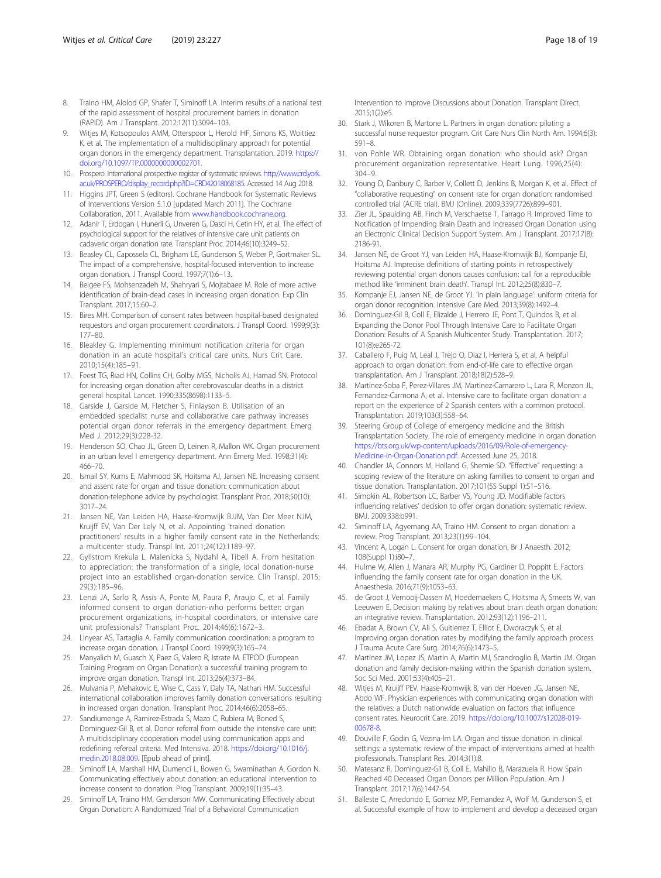8. Traino HM, Alolod GP, Shafer T, Siminoff LA. Interim results of a national test of the rapid assessment of hospital procurement barriers in donation (RAPiD). Am J Transplant. 2012;12(11):3094–103.
9. Witjes M, Kotsopoulos AMM, Otterspoor L, Herold IHF, Simons KS, Woittiez K, et al. The implementation of a multidisciplinary approach for potential organ donors in the emergency department. Transplantation. 2019. https://doi.org/10.1097/TP.0000000000002701.
10. Prospero. International prospective register of systematic reviews. http://www.crd.york.ac.uk/PROSPERO/display_record.php?ID=CRD42018068185. Accessed 14 Aug 2018.
11. Higgins JPT, Green S (editors). Cochrane Handbook for Systematic Reviews of Interventions Version 5.1.0 [updated March 2011]. The Cochrane Collaboration, 2011. Available from www.handbook.cochrane.org.
12. Adanir T, Erdogan I, Hunerli G, Unveren G, Dasci H, Cetin HY, et al. The effect of psychological support for the relatives of intensive care unit patients on cadaveric organ donation rate. Transplant Proc. 2014;46(10):3249–52.
13. Beasley CL, Capossela CL, Brigham LE, Gunderson S, Weber P, Gortmaker SL. The impact of a comprehensive, hospital-focused intervention to increase organ donation. J Transpl Coord. 1997;7(1):6–13.
14. Beigee FS, Mohsenzadeh M, Shahryari S, Mojtabaee M. Role of more active identification of brain-dead cases in increasing organ donation. Exp Clin Transplant. 2017;15:60–2.
15. Bires MH. Comparison of consent rates between hospital-based designated requestors and organ procurement coordinators. J Transpl Coord. 1999;9(3):177–80.
16. Bleakley G. Implementing minimum notification criteria for organ donation in an acute hospital's critical care units. Nurs Crit Care. 2010;15(4):185–91.
17. Feest TG, Riad HN, Collins CH, Golby MGS, Nicholls AJ, Hamad SN. Protocol for increasing organ donation after cerebrovascular deaths in a district general hospital. Lancet. 1990;335(8698):1133–5.
18. Garside J, Garside M, Fletcher S, Finlayson B. Utilisation of an embedded specialist nurse and collaborative care pathway increases potential organ donor referrals in the emergency department. Emerg Med J. 2012;29(3):228-32.
19. Henderson SO, Chao JL, Green D, Leinen R, Mallon WK. Organ procurement in an urban level I emergency department. Ann Emerg Med. 1998;31(4):466–70.
20. Ismail SY, Kums E, Mahmood SK, Hoitsma AJ, Jansen NE. Increasing consent and assent rate for organ and tissue donation: communication about donation-telephone advice by psychologist. Transplant Proc. 2018;50(10):3017–24.
21. Jansen NE, Van Leiden HA, Haase-Kromwijk BJJM, Van Der Meer NJM, Kruijff EV, Van Der Lely N, et al. Appointing 'trained donation practitioners' results in a higher family consent rate in the Netherlands: a multicenter study. Transpl Int. 2011;24(12):1189–97.
22. Gyllstrom Krekula L, Malenicka S, Nydahl A, Tibell A. From hesitation to appreciation: the transformation of a single, local donation-nurse project into an established organ-donation service. Clin Transpl. 2015;29(3):185–96.
23. Lenzi JA, Sarlo R, Assis A, Ponte M, Paura P, Araujo C, et al. Family informed consent to organ donation-who performs better: organ procurement organizations, in-hospital coordinators, or intensive care unit professionals? Transplant Proc. 2014;46(6):1672–3.
24. Linyear AS, Tartaglia A. Family communication coordination: a program to increase organ donation. J Transpl Coord. 1999;9(3):165–74.
25. Manyalich M, Guasch X, Paez G, Valero R, Istrate M. ETPOD (European Training Program on Organ Donation): a successful training program to improve organ donation. Transpl Int. 2013;26(4):373–84.
26. Mulvania P, Mehakovic E, Wise C, Cass Y, Daly TA, Nathan HM. Successful international collaboration improves family donation conversations resulting in increased organ donation. Transplant Proc. 2014;46(6):2058–65.
27. Sandiumenge A, Ramirez-Estrada S, Mazo C, Rubiera M, Boned S, Dominguez-Gil B, et al. Donor referral from outside the intensive care unit: A multidisciplinary cooperation model using communication apps and redefining refereal criteria. Med Intensiva. 2018. https://doi.org/10.1016/j.medin.2018.08.009. [Epub ahead of print].
28. Siminoff LA, Marshall HM, Dumenci L, Bowen G, Swaminathan A, Gordon N. Communicating effectively about donation: an educational intervention to increase consent to donation. Prog Transplant. 2009;19(1):35–43.
29. Siminoff LA, Traino HM, Genderson MW. Communicating Effectively about Organ Donation: A Randomized Trial of a Behavioral Communication Intervention to Improve Discussions about Donation. Transplant Direct. 2015;1(2):e5.
30. Stark J, Wikoren B, Martone L. Partners in organ donation: piloting a successful nurse requestor program. Crit Care Nurs Clin North Am. 1994;6(3):591–8.
31. von Pohle WR. Obtaining organ donation: who should ask? Organ procurement organization representative. Heart Lung. 1996;25(4):304–9.
32. Young D, Danbury C, Barber V, Collett D, Jenkins B, Morgan K, et al. Effect of "collaborative requesting" on consent rate for organ donation: randomised controlled trial (ACRE trial). BMJ (Online). 2009;339(7726):899–901.
33. Zier JL, Spaulding AB, Finch M, Verschaetse T, Tarrago R. Improved Time to Notification of Impending Brain Death and Increased Organ Donation using an Electronic Clinical Decision Support System. Am J Transplant. 2017;17(8):2186-91.
34. Jansen NE, de Groot YJ, van Leiden HA, Haase-Kromwijk BJ, Kompanje EJ, Hoitsma AJ. Imprecise definitions of starting points in retrospectively reviewing potential organ donors causes confusion: call for a reproducible method like 'imminent brain death'. Transpl Int. 2012;25(8):830–7.
35. Kompanje EJ, Jansen NE, de Groot YJ. 'In plain language': uniform criteria for organ donor recognition. Intensive Care Med. 2013;39(8):1492–4.
36. Dominguez-Gil B, Coll E, Elizalde J, Herrero JE, Pont T, Quindos B, et al. Expanding the Donor Pool Through Intensive Care to Facilitate Organ Donation: Results of A Spanish Multicenter Study. Transplantation. 2017;101(8):e265-72.
37. Caballero F, Puig M, Leal J, Trejo O, Diaz I, Herrera S, et al. A helpful approach to organ donation: from end-of-life care to effective organ transplantation. Am J Transplant. 2018;18(2):528–9.
38. Martinez-Soba F, Perez-Villares JM, Martinez-Camarero L, Lara R, Monzon JL, Fernandez-Carmona A, et al. Intensive care to facilitate organ donation: a report on the experience of 2 Spanish centers with a common protocol. Transplantation. 2019;103(3):558–64.
39. Steering Group of College of emergency medicine and the British Transplantation Society. The role of emergency medicine in organ donation https://bts.org.uk/wp-content/uploads/2016/09/Role-of-emergency-Medicine-in-Organ-Donation.pdf. Accessed June 25, 2018.
40. Chandler JA, Connors M, Holland G, Shemie SD. "Effective" requesting: a scoping review of the literature on asking families to consent to organ and tissue donation. Transplantation. 2017;101(5S Suppl 1):S1–S16.
41. Simpkin AL, Robertson LC, Barber VS, Young JD. Modifiable factors influencing relatives' decision to offer organ donation: systematic review. BMJ. 2009;338:b991.
42. Siminoff LA, Agyemang AA, Traino HM. Consent to organ donation: a review. Prog Transplant. 2013;23(1):99–104.
43. Vincent A, Logan L. Consent for organ donation. Br J Anaesth. 2012;108(Suppl 1):i80–7.
44. Hulme W, Allen J, Manara AR, Murphy PG, Gardiner D, Poppitt E. Factors influencing the family consent rate for organ donation in the UK. Anaesthesia. 2016;71(9):1053–63.
45. de Groot J, Vernooij-Dassen M, Hoedemaekers C, Hoitsma A, Smeets W, van Leeuwen E. Decision making by relatives about brain death organ donation: an integrative review. Transplantation. 2012;93(12):1196–211.
46. Ebadat A, Brown CV, Ali S, Guitierrez T, Elliot E, Dworaczyk S, et al. Improving organ donation rates by modifying the family approach process. J Trauma Acute Care Surg. 2014;76(6):1473–5.
47. Martinez JM, Lopez JS, Martin A, Martin MJ, Scandroglio B, Martin JM. Organ donation and family decision-making within the Spanish donation system. Soc Sci Med. 2001;53(4):405–21.
48. Witjes M, Kruijff PEV, Haase-Kromwijk B, van der Hoeven JG, Jansen NE, Abdo WF. Physician experiences with communicating organ donation with the relatives: a Dutch nationwide evaluation on factors that influence consent rates. Neurocrit Care. 2019. https://doi.org/10.1007/s12028-019-00678-8.
49. Douville F, Godin G, Vezina-Im LA. Organ and tissue donation in clinical settings: a systematic review of the impact of interventions aimed at health professionals. Transplant Res. 2014;3(1):8.
50. Matesanz R, Dominguez-Gil B, Coll E, Mahillo B, Marazuela R. How Spain Reached 40 Deceased Organ Donors per Million Population. Am J Transplant. 2017;17(6):1447-54.
51. Balleste C, Arredondo E, Gomez MP, Fernandez A, Wolf M, Gunderson S, et al. Successful example of how to implement and develop a deceased organ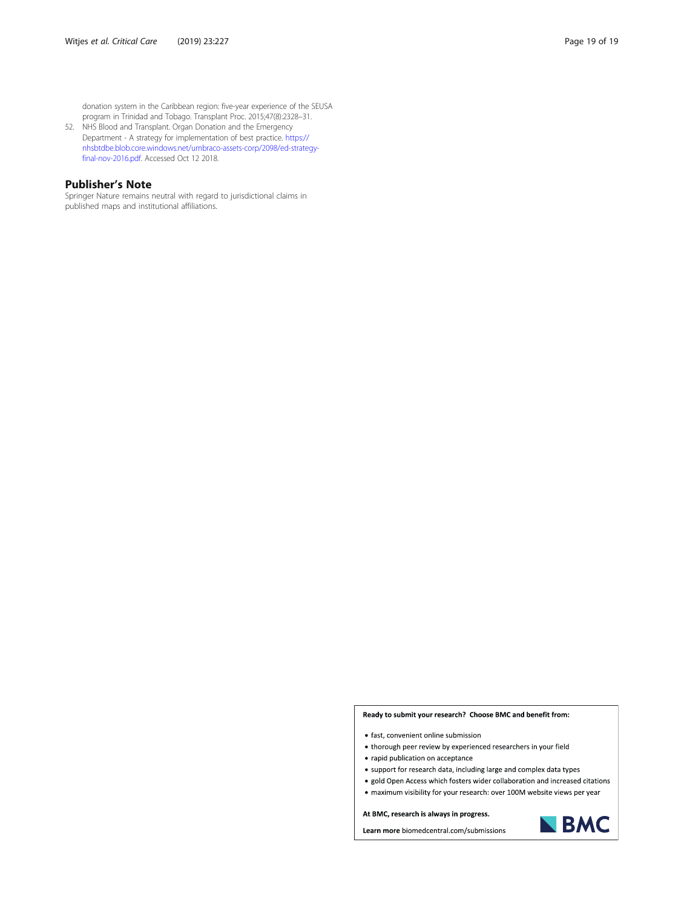donation system in the Caribbean region: five-year experience of the SEUSA program in Trinidad and Tobago. Transplant Proc. 2015;47(8):2328–31.

52. NHS Blood and Transplant. Organ Donation and the Emergency Department - A strategy for implementation of best practice. https://nhsbtdbe.blob.core.windows.net/umbraco-assets-corp/2098/ed-strategy-final-nov-2016.pdf. Accessed Oct 12 2018.

## Publisher's Note

Springer Nature remains neutral with regard to jurisdictional claims in published maps and institutional affiliations.

**Ready to submit your research? Choose BMC and benefit from:**

- fast, convenient online submission
- thorough peer review by experienced researchers in your field
- rapid publication on acceptance
- support for research data, including large and complex data types
- gold Open Access which fosters wider collaboration and increased citations
- maximum visibility for your research: over 100M website views per year

**At BMC, research is always in progress.**

**Learn more** biomedcentral.com/submissions

BMC